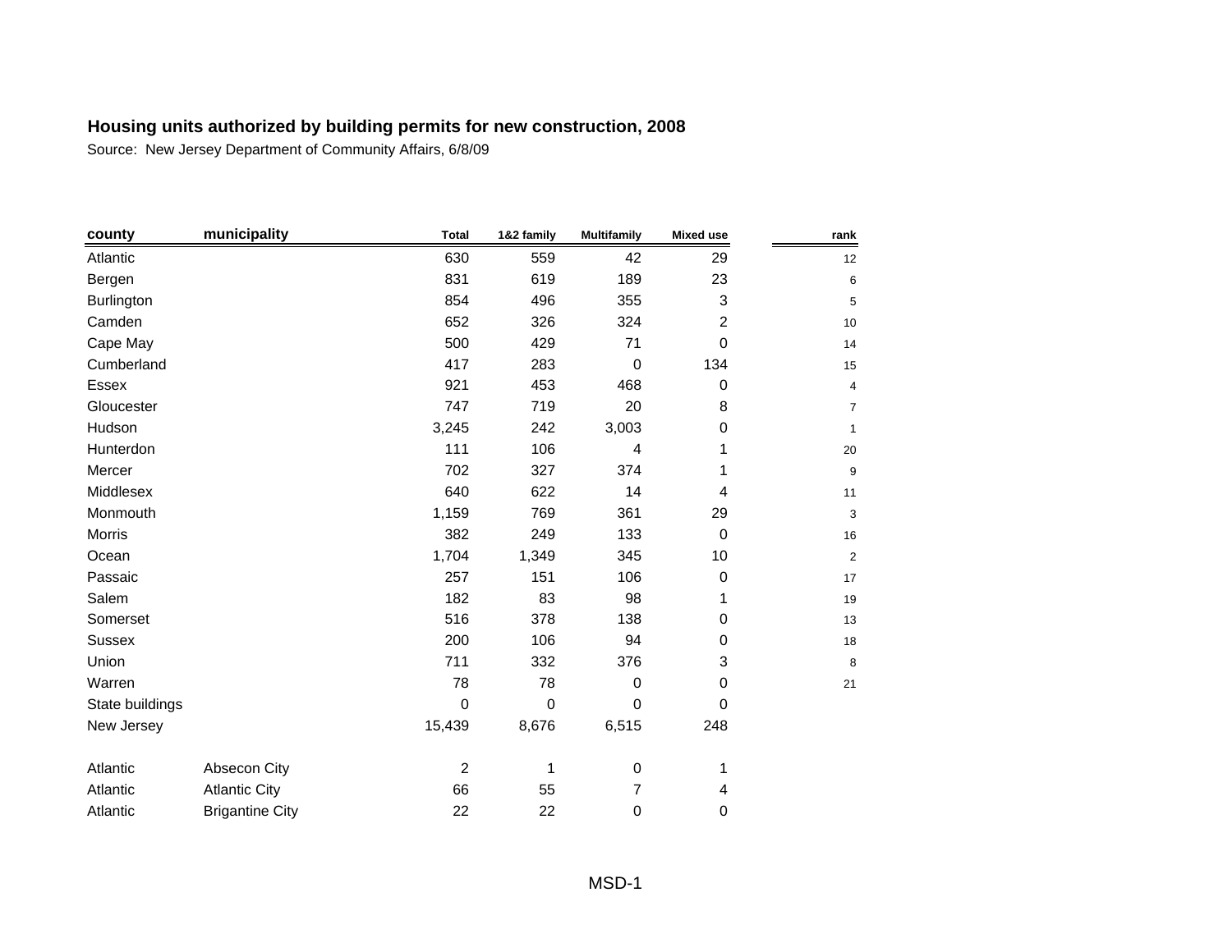**Housing units authorized by building permits for new construction, 2008**

Source: New Jersey Department of Community Affairs, 6/8/09

| county | municipality | Total | 1&2 family | Multifamily | Mixed use | rank |
|---|---|---|---|---|---|---|
| Atlantic | | 630 | 559 | 42 | 29 | 12 |
| Bergen | | 831 | 619 | 189 | 23 | 6 |
| Burlington | | 854 | 496 | 355 | 3 | 5 |
| Camden | | 652 | 326 | 324 | 2 | 10 |
| Cape May | | 500 | 429 | 71 | 0 | 14 |
| Cumberland | | 417 | 283 | 0 | 134 | 15 |
| Essex | | 921 | 453 | 468 | 0 | 4 |
| Gloucester | | 747 | 719 | 20 | 8 | 7 |
| Hudson | | 3,245 | 242 | 3,003 | 0 | 1 |
| Hunterdon | | 111 | 106 | 4 | 1 | 20 |
| Mercer | | 702 | 327 | 374 | 1 | 9 |
| Middlesex | | 640 | 622 | 14 | 4 | 11 |
| Monmouth | | 1,159 | 769 | 361 | 29 | 3 |
| Morris | | 382 | 249 | 133 | 0 | 16 |
| Ocean | | 1,704 | 1,349 | 345 | 10 | 2 |
| Passaic | | 257 | 151 | 106 | 0 | 17 |
| Salem | | 182 | 83 | 98 | 1 | 19 |
| Somerset | | 516 | 378 | 138 | 0 | 13 |
| Sussex | | 200 | 106 | 94 | 0 | 18 |
| Union | | 711 | 332 | 376 | 3 | 8 |
| Warren | | 78 | 78 | 0 | 0 | 21 |
| State buildings | | 0 | 0 | 0 | 0 | |
| New Jersey | | 15,439 | 8,676 | 6,515 | 248 | |
| | | | | | | |
| Atlantic | Absecon City | 2 | 1 | 0 | 1 | |
| Atlantic | Atlantic City | 66 | 55 | 7 | 4 | |
| Atlantic | Brigantine City | 22 | 22 | 0 | 0 | |

MSD-1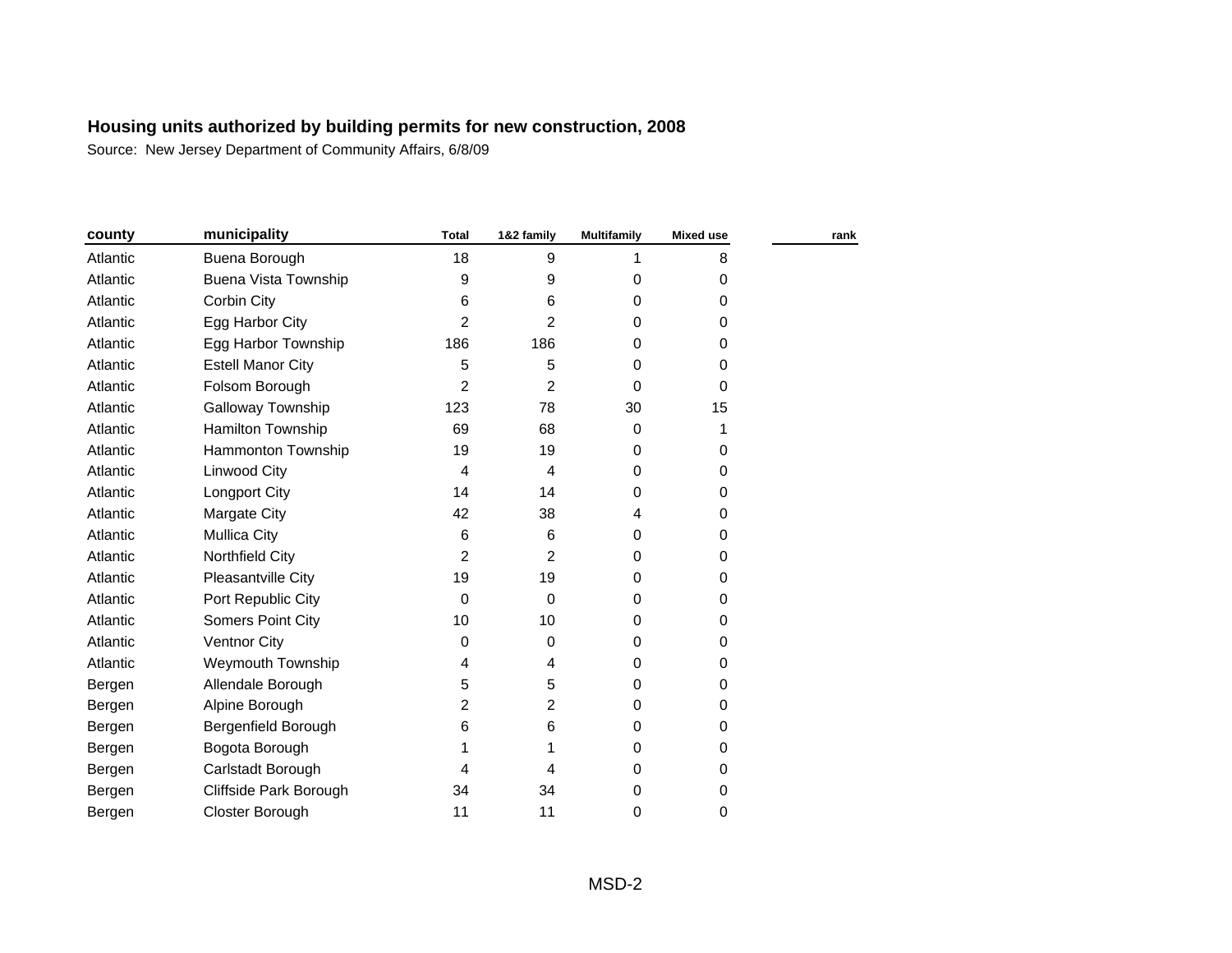**Housing units authorized by building permits for new construction, 2008**

Source: New Jersey Department of Community Affairs, 6/8/09

| county | municipality | Total | 1&2 family | Multifamily | Mixed use | rank |
|---|---|---|---|---|---|---|
| Atlantic | Buena Borough | 18 | 9 | 1 | 8 | |
| Atlantic | Buena Vista Township | 9 | 9 | 0 | 0 | |
| Atlantic | Corbin City | 6 | 6 | 0 | 0 | |
| Atlantic | Egg Harbor City | 2 | 2 | 0 | 0 | |
| Atlantic | Egg Harbor Township | 186 | 186 | 0 | 0 | |
| Atlantic | Estell Manor City | 5 | 5 | 0 | 0 | |
| Atlantic | Folsom Borough | 2 | 2 | 0 | 0 | |
| Atlantic | Galloway Township | 123 | 78 | 30 | 15 | |
| Atlantic | Hamilton Township | 69 | 68 | 0 | 1 | |
| Atlantic | Hammonton Township | 19 | 19 | 0 | 0 | |
| Atlantic | Linwood City | 4 | 4 | 0 | 0 | |
| Atlantic | Longport City | 14 | 14 | 0 | 0 | |
| Atlantic | Margate City | 42 | 38 | 4 | 0 | |
| Atlantic | Mullica City | 6 | 6 | 0 | 0 | |
| Atlantic | Northfield City | 2 | 2 | 0 | 0 | |
| Atlantic | Pleasantville City | 19 | 19 | 0 | 0 | |
| Atlantic | Port Republic City | 0 | 0 | 0 | 0 | |
| Atlantic | Somers Point City | 10 | 10 | 0 | 0 | |
| Atlantic | Ventnor City | 0 | 0 | 0 | 0 | |
| Atlantic | Weymouth Township | 4 | 4 | 0 | 0 | |
| Bergen | Allendale Borough | 5 | 5 | 0 | 0 | |
| Bergen | Alpine Borough | 2 | 2 | 0 | 0 | |
| Bergen | Bergenfield Borough | 6 | 6 | 0 | 0 | |
| Bergen | Bogota Borough | 1 | 1 | 0 | 0 | |
| Bergen | Carlstadt Borough | 4 | 4 | 0 | 0 | |
| Bergen | Cliffside Park Borough | 34 | 34 | 0 | 0 | |
| Bergen | Closter Borough | 11 | 11 | 0 | 0 | |

MSD-2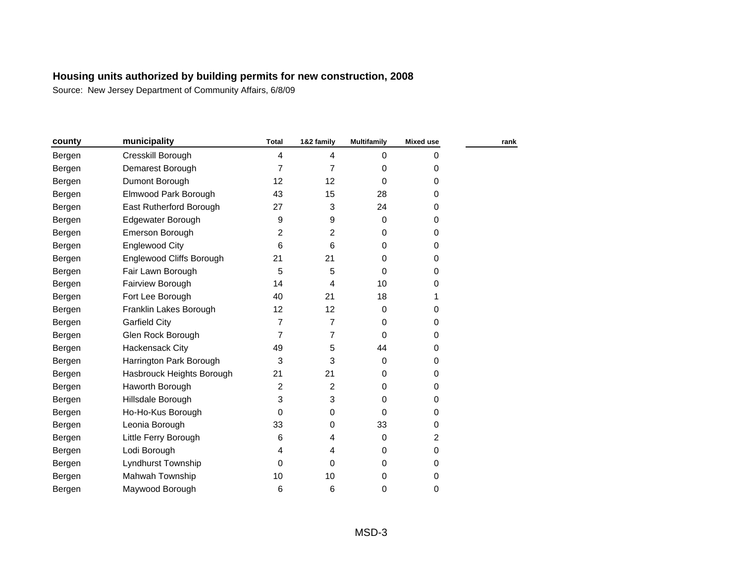**Housing units authorized by building permits for new construction, 2008**

Source: New Jersey Department of Community Affairs, 6/8/09

| county | municipality | Total | 1&2 family | Multifamily | Mixed use | rank |
|---|---|---|---|---|---|---|
| Bergen | Cresskill Borough | 4 | 4 | 0 | 0 | |
| Bergen | Demarest Borough | 7 | 7 | 0 | 0 | |
| Bergen | Dumont Borough | 12 | 12 | 0 | 0 | |
| Bergen | Elmwood Park Borough | 43 | 15 | 28 | 0 | |
| Bergen | East Rutherford Borough | 27 | 3 | 24 | 0 | |
| Bergen | Edgewater Borough | 9 | 9 | 0 | 0 | |
| Bergen | Emerson Borough | 2 | 2 | 0 | 0 | |
| Bergen | Englewood City | 6 | 6 | 0 | 0 | |
| Bergen | Englewood Cliffs Borough | 21 | 21 | 0 | 0 | |
| Bergen | Fair Lawn Borough | 5 | 5 | 0 | 0 | |
| Bergen | Fairview Borough | 14 | 4 | 10 | 0 | |
| Bergen | Fort Lee Borough | 40 | 21 | 18 | 1 | |
| Bergen | Franklin Lakes Borough | 12 | 12 | 0 | 0 | |
| Bergen | Garfield City | 7 | 7 | 0 | 0 | |
| Bergen | Glen Rock Borough | 7 | 7 | 0 | 0 | |
| Bergen | Hackensack City | 49 | 5 | 44 | 0 | |
| Bergen | Harrington Park Borough | 3 | 3 | 0 | 0 | |
| Bergen | Hasbrouck Heights Borough | 21 | 21 | 0 | 0 | |
| Bergen | Haworth Borough | 2 | 2 | 0 | 0 | |
| Bergen | Hillsdale Borough | 3 | 3 | 0 | 0 | |
| Bergen | Ho-Ho-Kus Borough | 0 | 0 | 0 | 0 | |
| Bergen | Leonia Borough | 33 | 0 | 33 | 0 | |
| Bergen | Little Ferry Borough | 6 | 4 | 0 | 2 | |
| Bergen | Lodi Borough | 4 | 4 | 0 | 0 | |
| Bergen | Lyndhurst Township | 0 | 0 | 0 | 0 | |
| Bergen | Mahwah Township | 10 | 10 | 0 | 0 | |
| Bergen | Maywood Borough | 6 | 6 | 0 | 0 | |

MSD-3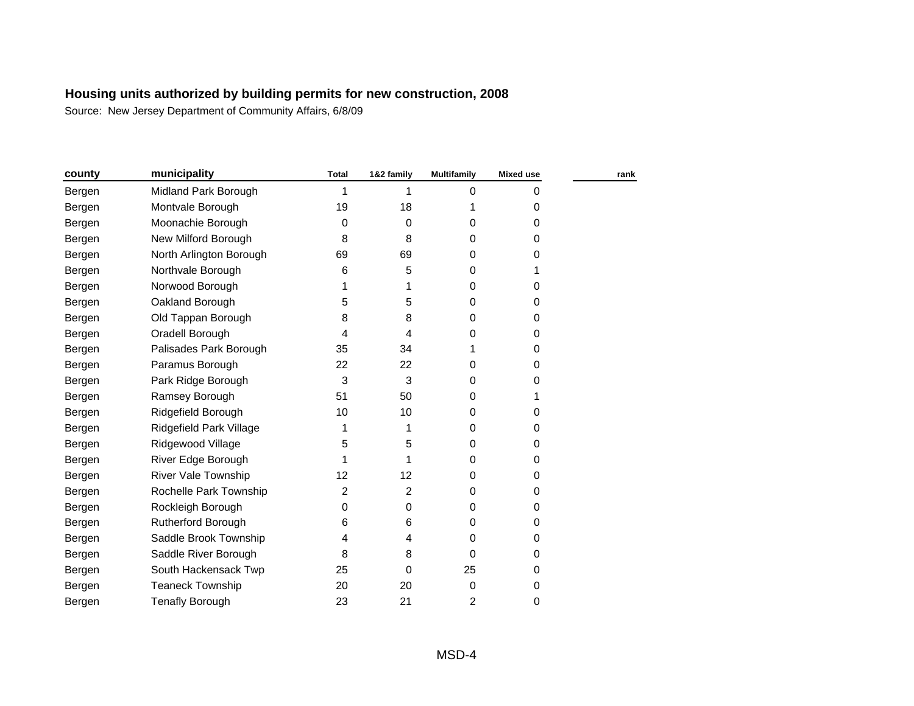**Housing units authorized by building permits for new construction, 2008**

Source: New Jersey Department of Community Affairs, 6/8/09

| county | municipality | Total | 1&2 family | Multifamily | Mixed use | rank |
|---|---|---|---|---|---|---|
| Bergen | Midland Park Borough | 1 | 1 | 0 | 0 | |
| Bergen | Montvale Borough | 19 | 18 | 1 | 0 | |
| Bergen | Moonachie Borough | 0 | 0 | 0 | 0 | |
| Bergen | New Milford Borough | 8 | 8 | 0 | 0 | |
| Bergen | North Arlington Borough | 69 | 69 | 0 | 0 | |
| Bergen | Northvale Borough | 6 | 5 | 0 | 1 | |
| Bergen | Norwood Borough | 1 | 1 | 0 | 0 | |
| Bergen | Oakland Borough | 5 | 5 | 0 | 0 | |
| Bergen | Old Tappan Borough | 8 | 8 | 0 | 0 | |
| Bergen | Oradell Borough | 4 | 4 | 0 | 0 | |
| Bergen | Palisades Park Borough | 35 | 34 | 1 | 0 | |
| Bergen | Paramus Borough | 22 | 22 | 0 | 0 | |
| Bergen | Park Ridge Borough | 3 | 3 | 0 | 0 | |
| Bergen | Ramsey Borough | 51 | 50 | 0 | 1 | |
| Bergen | Ridgefield Borough | 10 | 10 | 0 | 0 | |
| Bergen | Ridgefield Park Village | 1 | 1 | 0 | 0 | |
| Bergen | Ridgewood Village | 5 | 5 | 0 | 0 | |
| Bergen | River Edge Borough | 1 | 1 | 0 | 0 | |
| Bergen | River Vale Township | 12 | 12 | 0 | 0 | |
| Bergen | Rochelle Park Township | 2 | 2 | 0 | 0 | |
| Bergen | Rockleigh Borough | 0 | 0 | 0 | 0 | |
| Bergen | Rutherford Borough | 6 | 6 | 0 | 0 | |
| Bergen | Saddle Brook Township | 4 | 4 | 0 | 0 | |
| Bergen | Saddle River Borough | 8 | 8 | 0 | 0 | |
| Bergen | South Hackensack Twp | 25 | 0 | 25 | 0 | |
| Bergen | Teaneck Township | 20 | 20 | 0 | 0 | |
| Bergen | Tenafly Borough | 23 | 21 | 2 | 0 | |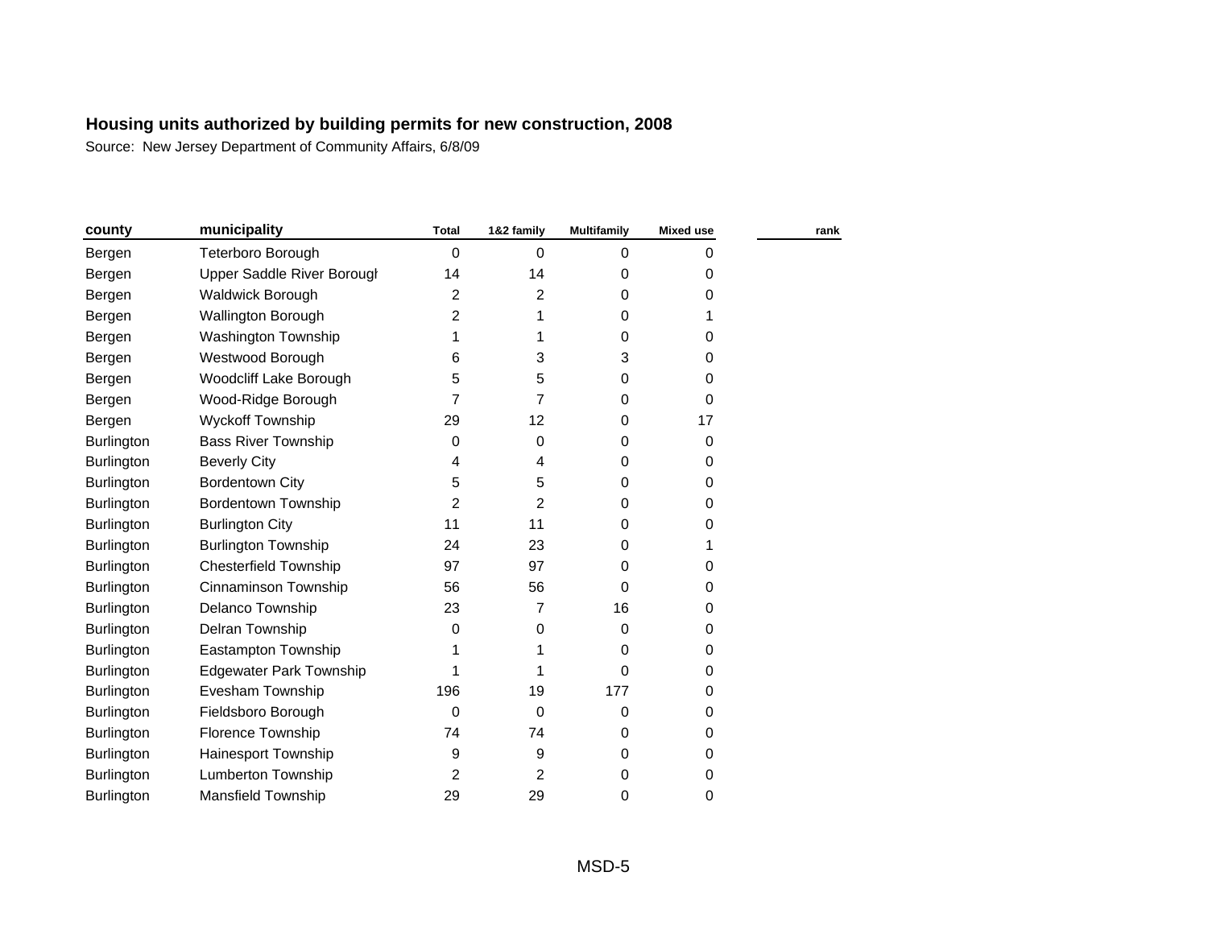**Housing units authorized by building permits for new construction, 2008**

Source: New Jersey Department of Community Affairs, 6/8/09

| county | municipality | Total | 1&2 family | Multifamily | Mixed use | rank |
|---|---|---|---|---|---|---|
| Bergen | Teterboro Borough | 0 | 0 | 0 | 0 | |
| Bergen | Upper Saddle River Borough | 14 | 14 | 0 | 0 | |
| Bergen | Waldwick Borough | 2 | 2 | 0 | 0 | |
| Bergen | Wallington Borough | 2 | 1 | 0 | 1 | |
| Bergen | Washington Township | 1 | 1 | 0 | 0 | |
| Bergen | Westwood Borough | 6 | 3 | 3 | 0 | |
| Bergen | Woodcliff Lake Borough | 5 | 5 | 0 | 0 | |
| Bergen | Wood-Ridge Borough | 7 | 7 | 0 | 0 | |
| Bergen | Wyckoff Township | 29 | 12 | 0 | 17 | |
| Burlington | Bass River Township | 0 | 0 | 0 | 0 | |
| Burlington | Beverly City | 4 | 4 | 0 | 0 | |
| Burlington | Bordentown City | 5 | 5 | 0 | 0 | |
| Burlington | Bordentown Township | 2 | 2 | 0 | 0 | |
| Burlington | Burlington City | 11 | 11 | 0 | 0 | |
| Burlington | Burlington Township | 24 | 23 | 0 | 1 | |
| Burlington | Chesterfield Township | 97 | 97 | 0 | 0 | |
| Burlington | Cinnaminson Township | 56 | 56 | 0 | 0 | |
| Burlington | Delanco Township | 23 | 7 | 16 | 0 | |
| Burlington | Delran Township | 0 | 0 | 0 | 0 | |
| Burlington | Eastampton Township | 1 | 1 | 0 | 0 | |
| Burlington | Edgewater Park Township | 1 | 1 | 0 | 0 | |
| Burlington | Evesham Township | 196 | 19 | 177 | 0 | |
| Burlington | Fieldsboro Borough | 0 | 0 | 0 | 0 | |
| Burlington | Florence Township | 74 | 74 | 0 | 0 | |
| Burlington | Hainesport Township | 9 | 9 | 0 | 0 | |
| Burlington | Lumberton Township | 2 | 2 | 0 | 0 | |
| Burlington | Mansfield Township | 29 | 29 | 0 | 0 | |

MSD-5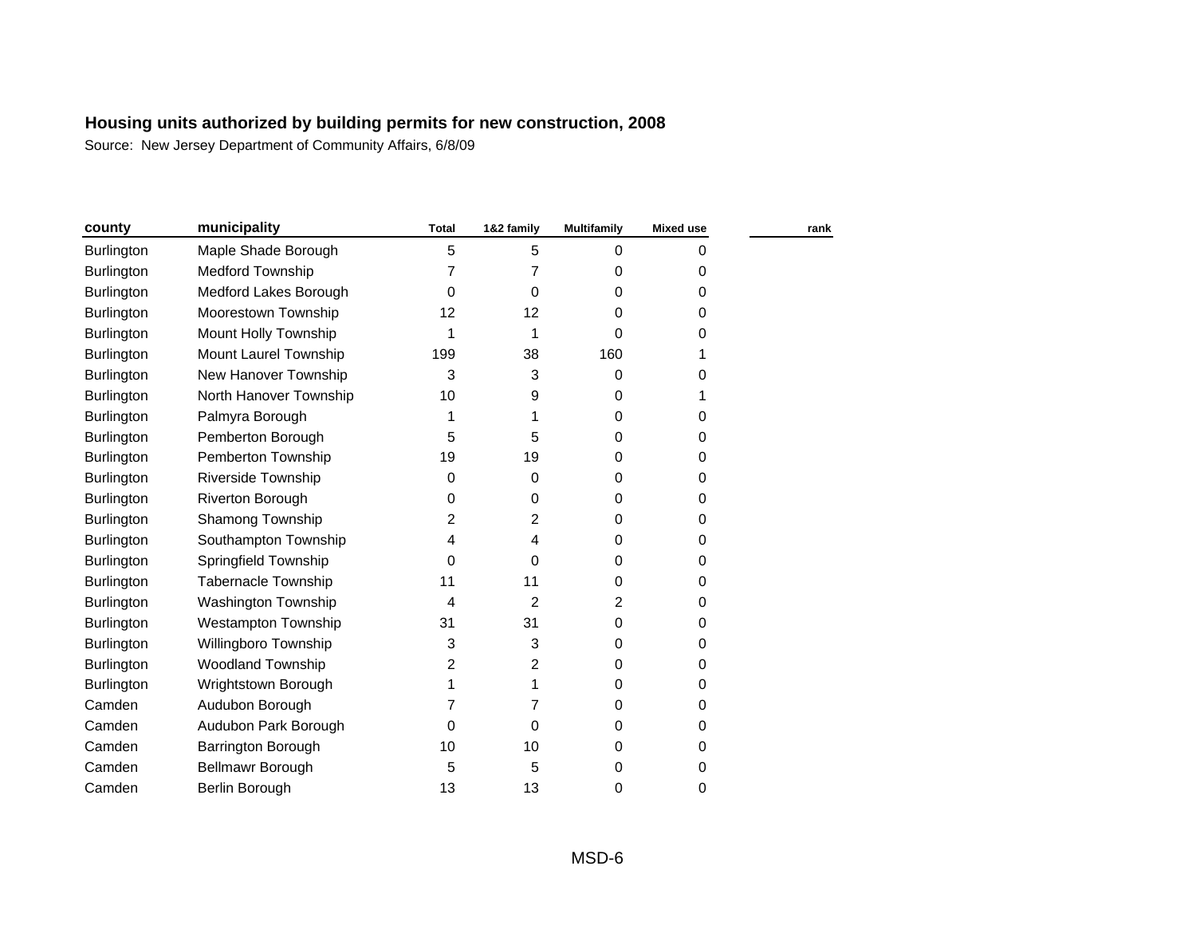## Housing units authorized by building permits for new construction, 2008

Source: New Jersey Department of Community Affairs, 6/8/09

| county | municipality | Total | 1&2 family | Multifamily | Mixed use | rank |
|---|---|---|---|---|---|---|
| Burlington | Maple Shade Borough | 5 | 5 | 0 | 0 | |
| Burlington | Medford Township | 7 | 7 | 0 | 0 | |
| Burlington | Medford Lakes Borough | 0 | 0 | 0 | 0 | |
| Burlington | Moorestown Township | 12 | 12 | 0 | 0 | |
| Burlington | Mount Holly Township | 1 | 1 | 0 | 0 | |
| Burlington | Mount Laurel Township | 199 | 38 | 160 | 1 | |
| Burlington | New Hanover Township | 3 | 3 | 0 | 0 | |
| Burlington | North Hanover Township | 10 | 9 | 0 | 1 | |
| Burlington | Palmyra Borough | 1 | 1 | 0 | 0 | |
| Burlington | Pemberton Borough | 5 | 5 | 0 | 0 | |
| Burlington | Pemberton Township | 19 | 19 | 0 | 0 | |
| Burlington | Riverside Township | 0 | 0 | 0 | 0 | |
| Burlington | Riverton Borough | 0 | 0 | 0 | 0 | |
| Burlington | Shamong Township | 2 | 2 | 0 | 0 | |
| Burlington | Southampton Township | 4 | 4 | 0 | 0 | |
| Burlington | Springfield Township | 0 | 0 | 0 | 0 | |
| Burlington | Tabernacle Township | 11 | 11 | 0 | 0 | |
| Burlington | Washington Township | 4 | 2 | 2 | 0 | |
| Burlington | Westampton Township | 31 | 31 | 0 | 0 | |
| Burlington | Willingboro Township | 3 | 3 | 0 | 0 | |
| Burlington | Woodland Township | 2 | 2 | 0 | 0 | |
| Burlington | Wrightstown Borough | 1 | 1 | 0 | 0 | |
| Camden | Audubon Borough | 7 | 7 | 0 | 0 | |
| Camden | Audubon Park Borough | 0 | 0 | 0 | 0 | |
| Camden | Barrington Borough | 10 | 10 | 0 | 0 | |
| Camden | Bellmawr Borough | 5 | 5 | 0 | 0 | |
| Camden | Berlin Borough | 13 | 13 | 0 | 0 | |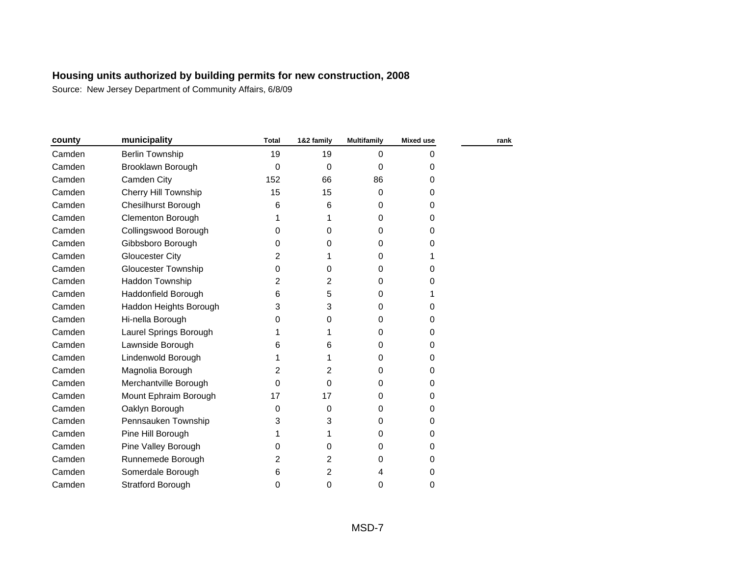**Housing units authorized by building permits for new construction, 2008**

Source: New Jersey Department of Community Affairs, 6/8/09

| county | municipality | Total | 1&2 family | Multifamily | Mixed use | rank |
|---|---|---|---|---|---|---|
| Camden | Berlin Township | 19 | 19 | 0 | 0 | |
| Camden | Brooklawn Borough | 0 | 0 | 0 | 0 | |
| Camden | Camden City | 152 | 66 | 86 | 0 | |
| Camden | Cherry Hill Township | 15 | 15 | 0 | 0 | |
| Camden | Chesilhurst Borough | 6 | 6 | 0 | 0 | |
| Camden | Clementon Borough | 1 | 1 | 0 | 0 | |
| Camden | Collingswood Borough | 0 | 0 | 0 | 0 | |
| Camden | Gibbsboro Borough | 0 | 0 | 0 | 0 | |
| Camden | Gloucester City | 2 | 1 | 0 | 1 | |
| Camden | Gloucester Township | 0 | 0 | 0 | 0 | |
| Camden | Haddon Township | 2 | 2 | 0 | 0 | |
| Camden | Haddonfield Borough | 6 | 5 | 0 | 1 | |
| Camden | Haddon Heights Borough | 3 | 3 | 0 | 0 | |
| Camden | Hi-nella Borough | 0 | 0 | 0 | 0 | |
| Camden | Laurel Springs Borough | 1 | 1 | 0 | 0 | |
| Camden | Lawnside Borough | 6 | 6 | 0 | 0 | |
| Camden | Lindenwold Borough | 1 | 1 | 0 | 0 | |
| Camden | Magnolia Borough | 2 | 2 | 0 | 0 | |
| Camden | Merchantville Borough | 0 | 0 | 0 | 0 | |
| Camden | Mount Ephraim Borough | 17 | 17 | 0 | 0 | |
| Camden | Oaklyn Borough | 0 | 0 | 0 | 0 | |
| Camden | Pennsauken Township | 3 | 3 | 0 | 0 | |
| Camden | Pine Hill Borough | 1 | 1 | 0 | 0 | |
| Camden | Pine Valley Borough | 0 | 0 | 0 | 0 | |
| Camden | Runnemede Borough | 2 | 2 | 0 | 0 | |
| Camden | Somerdale Borough | 6 | 2 | 4 | 0 | |
| Camden | Stratford Borough | 0 | 0 | 0 | 0 | |

MSD-7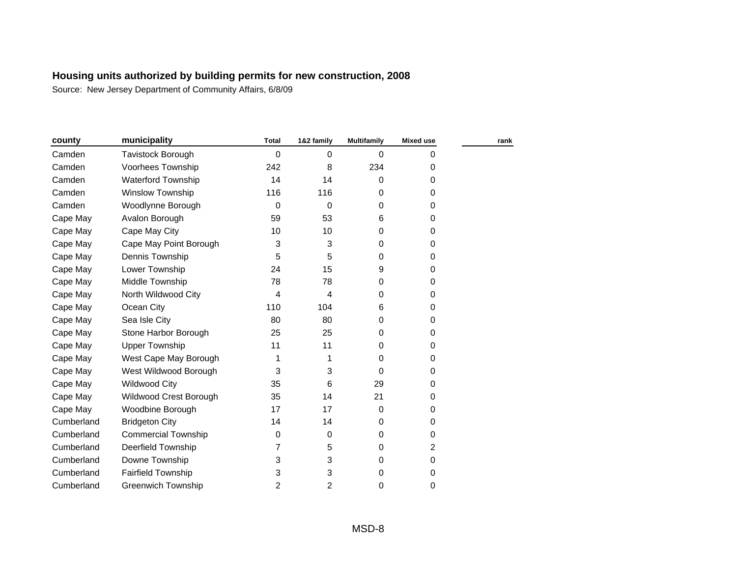## Housing units authorized by building permits for new construction, 2008

Source: New Jersey Department of Community Affairs, 6/8/09

| county | municipality | Total | 1&2 family | Multifamily | Mixed use | rank |
|---|---|---|---|---|---|---|
| Camden | Tavistock Borough | 0 | 0 | 0 | 0 | |
| Camden | Voorhees Township | 242 | 8 | 234 | 0 | |
| Camden | Waterford Township | 14 | 14 | 0 | 0 | |
| Camden | Winslow Township | 116 | 116 | 0 | 0 | |
| Camden | Woodlynne Borough | 0 | 0 | 0 | 0 | |
| Cape May | Avalon Borough | 59 | 53 | 6 | 0 | |
| Cape May | Cape May City | 10 | 10 | 0 | 0 | |
| Cape May | Cape May Point Borough | 3 | 3 | 0 | 0 | |
| Cape May | Dennis Township | 5 | 5 | 0 | 0 | |
| Cape May | Lower Township | 24 | 15 | 9 | 0 | |
| Cape May | Middle Township | 78 | 78 | 0 | 0 | |
| Cape May | North Wildwood City | 4 | 4 | 0 | 0 | |
| Cape May | Ocean City | 110 | 104 | 6 | 0 | |
| Cape May | Sea Isle City | 80 | 80 | 0 | 0 | |
| Cape May | Stone Harbor Borough | 25 | 25 | 0 | 0 | |
| Cape May | Upper Township | 11 | 11 | 0 | 0 | |
| Cape May | West Cape May Borough | 1 | 1 | 0 | 0 | |
| Cape May | West Wildwood Borough | 3 | 3 | 0 | 0 | |
| Cape May | Wildwood City | 35 | 6 | 29 | 0 | |
| Cape May | Wildwood Crest Borough | 35 | 14 | 21 | 0 | |
| Cape May | Woodbine Borough | 17 | 17 | 0 | 0 | |
| Cumberland | Bridgeton City | 14 | 14 | 0 | 0 | |
| Cumberland | Commercial Township | 0 | 0 | 0 | 0 | |
| Cumberland | Deerfield Township | 7 | 5 | 0 | 2 | |
| Cumberland | Downe Township | 3 | 3 | 0 | 0 | |
| Cumberland | Fairfield Township | 3 | 3 | 0 | 0 | |
| Cumberland | Greenwich Township | 2 | 2 | 0 | 0 | |

MSD-8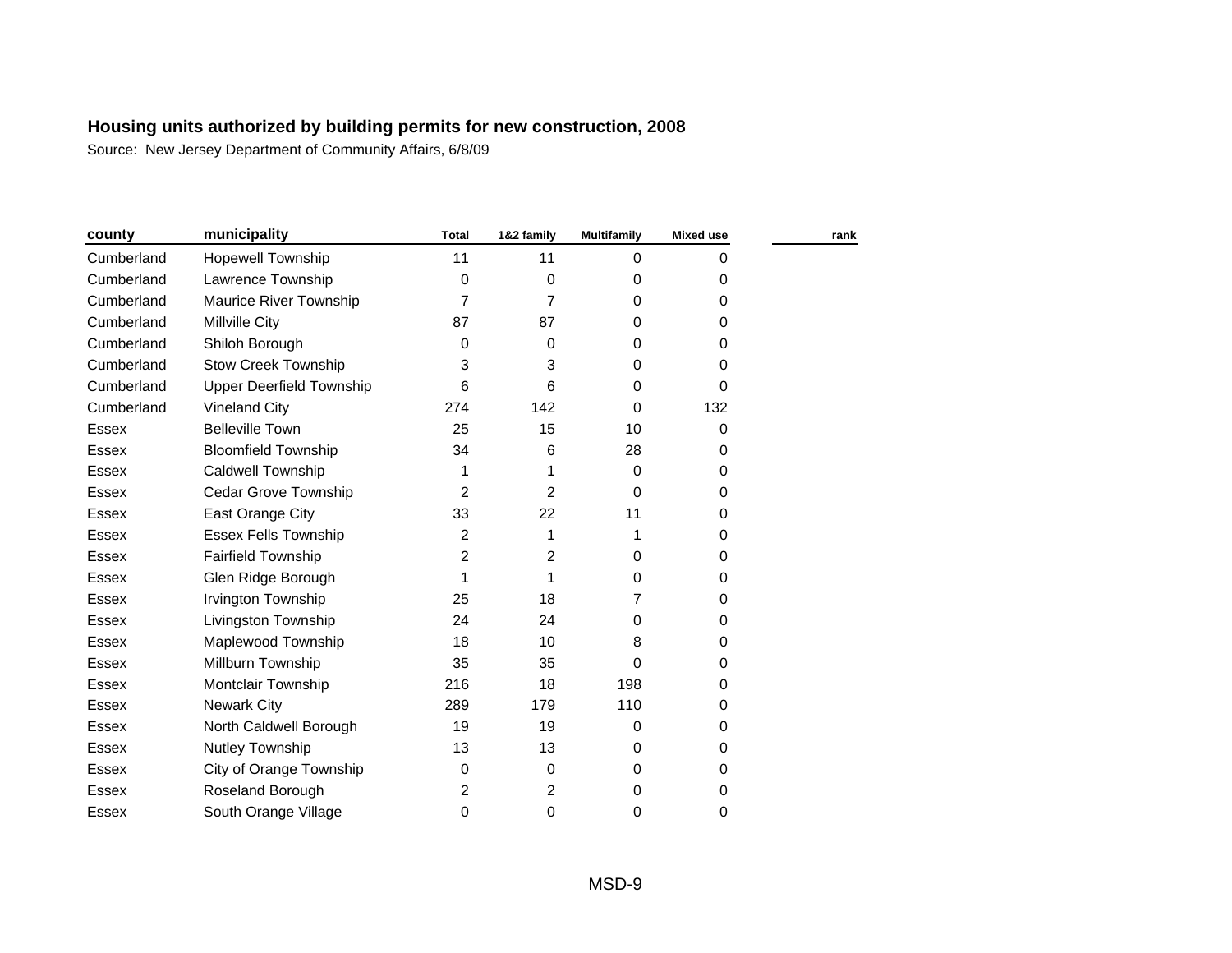**Housing units authorized by building permits for new construction, 2008**

Source: New Jersey Department of Community Affairs, 6/8/09

| county | municipality | Total | 1&2 family | Multifamily | Mixed use | rank |
|---|---|---|---|---|---|---|
| Cumberland | Hopewell Township | 11 | 11 | 0 | 0 | |
| Cumberland | Lawrence Township | 0 | 0 | 0 | 0 | |
| Cumberland | Maurice River Township | 7 | 7 | 0 | 0 | |
| Cumberland | Millville City | 87 | 87 | 0 | 0 | |
| Cumberland | Shiloh Borough | 0 | 0 | 0 | 0 | |
| Cumberland | Stow Creek Township | 3 | 3 | 0 | 0 | |
| Cumberland | Upper Deerfield Township | 6 | 6 | 0 | 0 | |
| Cumberland | Vineland City | 274 | 142 | 0 | 132 | |
| Essex | Belleville Town | 25 | 15 | 10 | 0 | |
| Essex | Bloomfield Township | 34 | 6 | 28 | 0 | |
| Essex | Caldwell Township | 1 | 1 | 0 | 0 | |
| Essex | Cedar Grove Township | 2 | 2 | 0 | 0 | |
| Essex | East Orange City | 33 | 22 | 11 | 0 | |
| Essex | Essex Fells Township | 2 | 1 | 1 | 0 | |
| Essex | Fairfield Township | 2 | 2 | 0 | 0 | |
| Essex | Glen Ridge Borough | 1 | 1 | 0 | 0 | |
| Essex | Irvington Township | 25 | 18 | 7 | 0 | |
| Essex | Livingston Township | 24 | 24 | 0 | 0 | |
| Essex | Maplewood Township | 18 | 10 | 8 | 0 | |
| Essex | Millburn Township | 35 | 35 | 0 | 0 | |
| Essex | Montclair Township | 216 | 18 | 198 | 0 | |
| Essex | Newark City | 289 | 179 | 110 | 0 | |
| Essex | North Caldwell Borough | 19 | 19 | 0 | 0 | |
| Essex | Nutley Township | 13 | 13 | 0 | 0 | |
| Essex | City of Orange Township | 0 | 0 | 0 | 0 | |
| Essex | Roseland Borough | 2 | 2 | 0 | 0 | |
| Essex | South Orange Village | 0 | 0 | 0 | 0 | |

MSD-9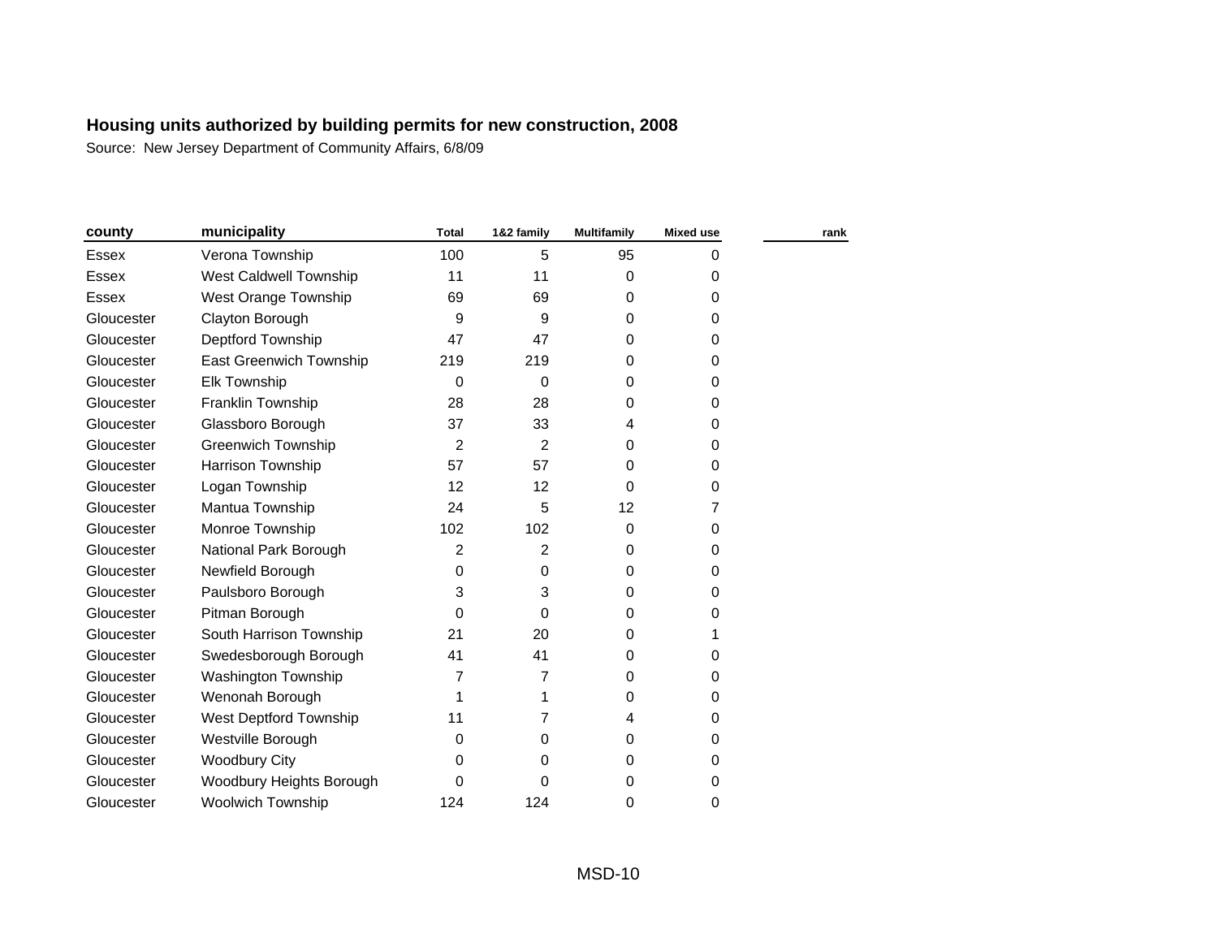**Housing units authorized by building permits for new construction, 2008**

Source: New Jersey Department of Community Affairs, 6/8/09

| county | municipality | Total | 1&2 family | Multifamily | Mixed use | rank |
|---|---|---|---|---|---|---|
| Essex | Verona Township | 100 | 5 | 95 | 0 | |
| Essex | West Caldwell Township | 11 | 11 | 0 | 0 | |
| Essex | West Orange Township | 69 | 69 | 0 | 0 | |
| Gloucester | Clayton Borough | 9 | 9 | 0 | 0 | |
| Gloucester | Deptford Township | 47 | 47 | 0 | 0 | |
| Gloucester | East Greenwich Township | 219 | 219 | 0 | 0 | |
| Gloucester | Elk Township | 0 | 0 | 0 | 0 | |
| Gloucester | Franklin Township | 28 | 28 | 0 | 0 | |
| Gloucester | Glassboro Borough | 37 | 33 | 4 | 0 | |
| Gloucester | Greenwich Township | 2 | 2 | 0 | 0 | |
| Gloucester | Harrison Township | 57 | 57 | 0 | 0 | |
| Gloucester | Logan Township | 12 | 12 | 0 | 0 | |
| Gloucester | Mantua Township | 24 | 5 | 12 | 7 | |
| Gloucester | Monroe Township | 102 | 102 | 0 | 0 | |
| Gloucester | National Park Borough | 2 | 2 | 0 | 0 | |
| Gloucester | Newfield Borough | 0 | 0 | 0 | 0 | |
| Gloucester | Paulsboro Borough | 3 | 3 | 0 | 0 | |
| Gloucester | Pitman Borough | 0 | 0 | 0 | 0 | |
| Gloucester | South Harrison Township | 21 | 20 | 0 | 1 | |
| Gloucester | Swedesborough Borough | 41 | 41 | 0 | 0 | |
| Gloucester | Washington Township | 7 | 7 | 0 | 0 | |
| Gloucester | Wenonah Borough | 1 | 1 | 0 | 0 | |
| Gloucester | West Deptford Township | 11 | 7 | 4 | 0 | |
| Gloucester | Westville Borough | 0 | 0 | 0 | 0 | |
| Gloucester | Woodbury City | 0 | 0 | 0 | 0 | |
| Gloucester | Woodbury Heights Borough | 0 | 0 | 0 | 0 | |
| Gloucester | Woolwich Township | 124 | 124 | 0 | 0 | |

MSD-10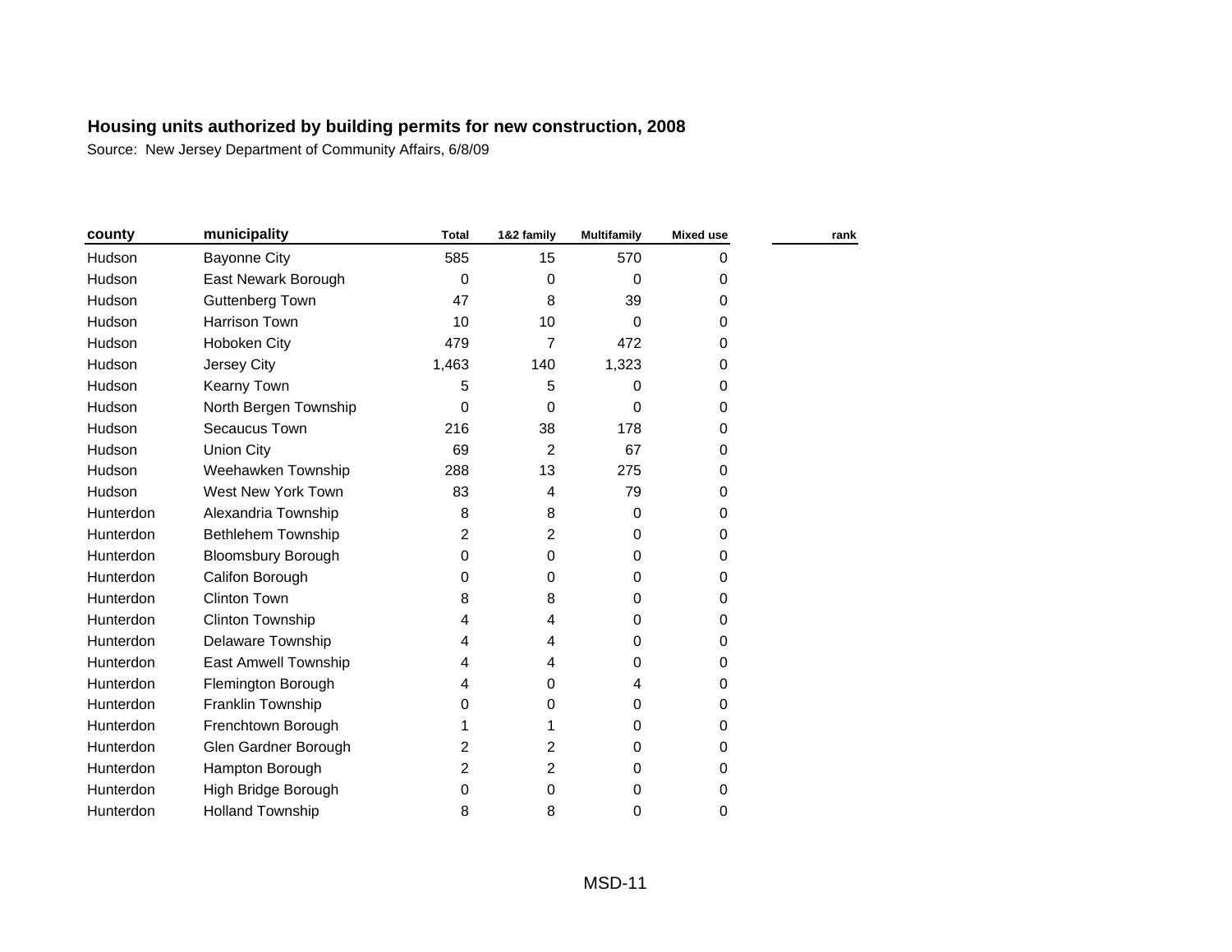**Housing units authorized by building permits for new construction, 2008**

Source: New Jersey Department of Community Affairs, 6/8/09

| county | municipality | Total | 1&2 family | Multifamily | Mixed use | rank |
|---|---|---|---|---|---|---|
| Hudson | Bayonne City | 585 | 15 | 570 | 0 | |
| Hudson | East Newark Borough | 0 | 0 | 0 | 0 | |
| Hudson | Guttenberg Town | 47 | 8 | 39 | 0 | |
| Hudson | Harrison Town | 10 | 10 | 0 | 0 | |
| Hudson | Hoboken City | 479 | 7 | 472 | 0 | |
| Hudson | Jersey City | 1,463 | 140 | 1,323 | 0 | |
| Hudson | Kearny Town | 5 | 5 | 0 | 0 | |
| Hudson | North Bergen Township | 0 | 0 | 0 | 0 | |
| Hudson | Secaucus Town | 216 | 38 | 178 | 0 | |
| Hudson | Union City | 69 | 2 | 67 | 0 | |
| Hudson | Weehawken Township | 288 | 13 | 275 | 0 | |
| Hudson | West New York Town | 83 | 4 | 79 | 0 | |
| Hunterdon | Alexandria Township | 8 | 8 | 0 | 0 | |
| Hunterdon | Bethlehem Township | 2 | 2 | 0 | 0 | |
| Hunterdon | Bloomsbury Borough | 0 | 0 | 0 | 0 | |
| Hunterdon | Califon Borough | 0 | 0 | 0 | 0 | |
| Hunterdon | Clinton Town | 8 | 8 | 0 | 0 | |
| Hunterdon | Clinton Township | 4 | 4 | 0 | 0 | |
| Hunterdon | Delaware Township | 4 | 4 | 0 | 0 | |
| Hunterdon | East Amwell Township | 4 | 4 | 0 | 0 | |
| Hunterdon | Flemington Borough | 4 | 0 | 4 | 0 | |
| Hunterdon | Franklin Township | 0 | 0 | 0 | 0 | |
| Hunterdon | Frenchtown Borough | 1 | 1 | 0 | 0 | |
| Hunterdon | Glen Gardner Borough | 2 | 2 | 0 | 0 | |
| Hunterdon | Hampton Borough | 2 | 2 | 0 | 0 | |
| Hunterdon | High Bridge Borough | 0 | 0 | 0 | 0 | |
| Hunterdon | Holland Township | 8 | 8 | 0 | 0 | |

MSD-11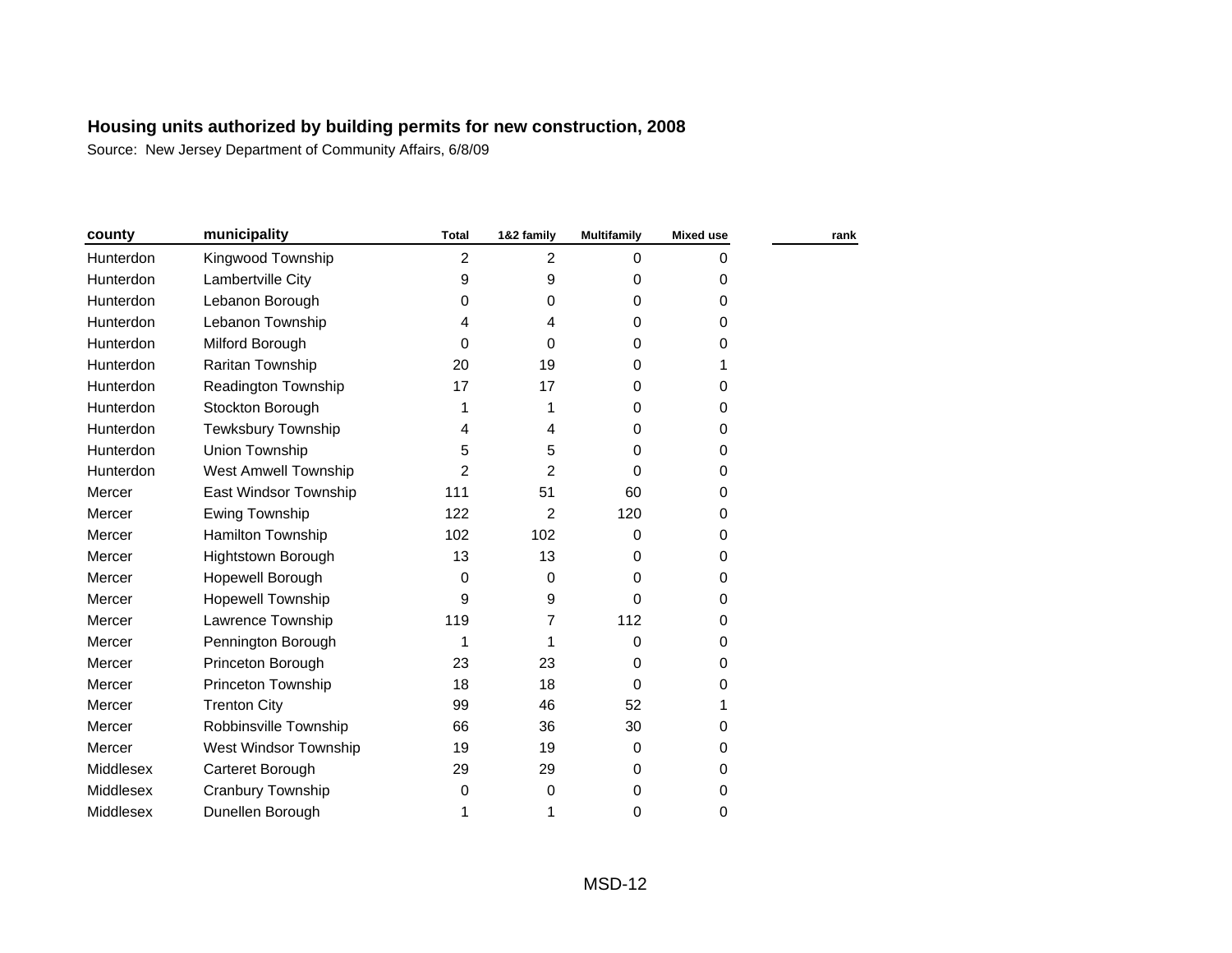**Housing units authorized by building permits for new construction, 2008**

Source: New Jersey Department of Community Affairs, 6/8/09

| county | municipality | Total | 1&2 family | Multifamily | Mixed use | rank |
|---|---|---|---|---|---|---|
| Hunterdon | Kingwood Township | 2 | 2 | 0 | 0 | |
| Hunterdon | Lambertville City | 9 | 9 | 0 | 0 | |
| Hunterdon | Lebanon Borough | 0 | 0 | 0 | 0 | |
| Hunterdon | Lebanon Township | 4 | 4 | 0 | 0 | |
| Hunterdon | Milford Borough | 0 | 0 | 0 | 0 | |
| Hunterdon | Raritan Township | 20 | 19 | 0 | 1 | |
| Hunterdon | Readington Township | 17 | 17 | 0 | 0 | |
| Hunterdon | Stockton Borough | 1 | 1 | 0 | 0 | |
| Hunterdon | Tewksbury Township | 4 | 4 | 0 | 0 | |
| Hunterdon | Union Township | 5 | 5 | 0 | 0 | |
| Hunterdon | West Amwell Township | 2 | 2 | 0 | 0 | |
| Mercer | East Windsor Township | 111 | 51 | 60 | 0 | |
| Mercer | Ewing Township | 122 | 2 | 120 | 0 | |
| Mercer | Hamilton Township | 102 | 102 | 0 | 0 | |
| Mercer | Hightstown Borough | 13 | 13 | 0 | 0 | |
| Mercer | Hopewell Borough | 0 | 0 | 0 | 0 | |
| Mercer | Hopewell Township | 9 | 9 | 0 | 0 | |
| Mercer | Lawrence Township | 119 | 7 | 112 | 0 | |
| Mercer | Pennington Borough | 1 | 1 | 0 | 0 | |
| Mercer | Princeton Borough | 23 | 23 | 0 | 0 | |
| Mercer | Princeton Township | 18 | 18 | 0 | 0 | |
| Mercer | Trenton City | 99 | 46 | 52 | 1 | |
| Mercer | Robbinsville Township | 66 | 36 | 30 | 0 | |
| Mercer | West Windsor Township | 19 | 19 | 0 | 0 | |
| Middlesex | Carteret Borough | 29 | 29 | 0 | 0 | |
| Middlesex | Cranbury Township | 0 | 0 | 0 | 0 | |
| Middlesex | Dunellen Borough | 1 | 1 | 0 | 0 | |

MSD-12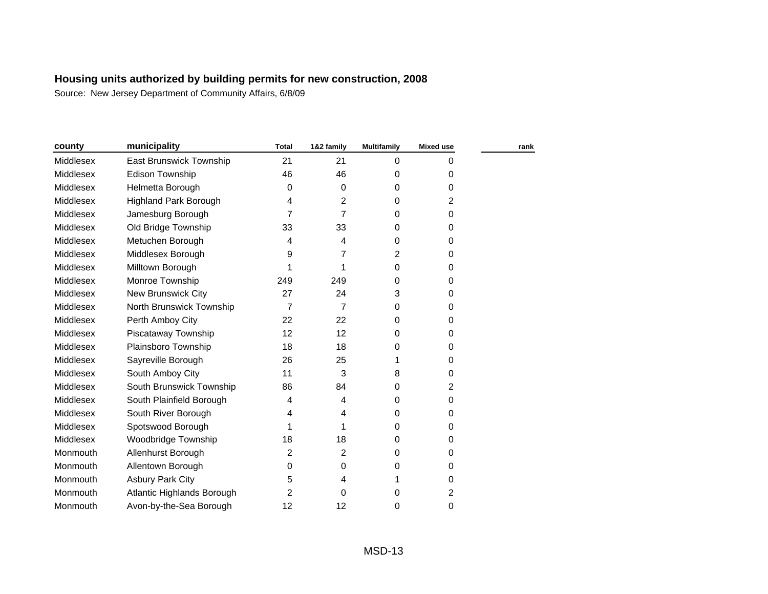**Housing units authorized by building permits for new construction, 2008**

Source: New Jersey Department of Community Affairs, 6/8/09

| county | municipality | Total | 1&2 family | Multifamily | Mixed use | rank |
|---|---|---|---|---|---|---|
| Middlesex | East Brunswick Township | 21 | 21 | 0 | 0 | |
| Middlesex | Edison Township | 46 | 46 | 0 | 0 | |
| Middlesex | Helmetta Borough | 0 | 0 | 0 | 0 | |
| Middlesex | Highland Park Borough | 4 | 2 | 0 | 2 | |
| Middlesex | Jamesburg Borough | 7 | 7 | 0 | 0 | |
| Middlesex | Old Bridge Township | 33 | 33 | 0 | 0 | |
| Middlesex | Metuchen Borough | 4 | 4 | 0 | 0 | |
| Middlesex | Middlesex Borough | 9 | 7 | 2 | 0 | |
| Middlesex | Milltown Borough | 1 | 1 | 0 | 0 | |
| Middlesex | Monroe Township | 249 | 249 | 0 | 0 | |
| Middlesex | New Brunswick City | 27 | 24 | 3 | 0 | |
| Middlesex | North Brunswick Township | 7 | 7 | 0 | 0 | |
| Middlesex | Perth Amboy City | 22 | 22 | 0 | 0 | |
| Middlesex | Piscataway Township | 12 | 12 | 0 | 0 | |
| Middlesex | Plainsboro Township | 18 | 18 | 0 | 0 | |
| Middlesex | Sayreville Borough | 26 | 25 | 1 | 0 | |
| Middlesex | South Amboy City | 11 | 3 | 8 | 0 | |
| Middlesex | South Brunswick Township | 86 | 84 | 0 | 2 | |
| Middlesex | South Plainfield Borough | 4 | 4 | 0 | 0 | |
| Middlesex | South River Borough | 4 | 4 | 0 | 0 | |
| Middlesex | Spotswood Borough | 1 | 1 | 0 | 0 | |
| Middlesex | Woodbridge Township | 18 | 18 | 0 | 0 | |
| Monmouth | Allenhurst Borough | 2 | 2 | 0 | 0 | |
| Monmouth | Allentown Borough | 0 | 0 | 0 | 0 | |
| Monmouth | Asbury Park City | 5 | 4 | 1 | 0 | |
| Monmouth | Atlantic Highlands Borough | 2 | 0 | 0 | 2 | |
| Monmouth | Avon-by-the-Sea Borough | 12 | 12 | 0 | 0 | |

MSD-13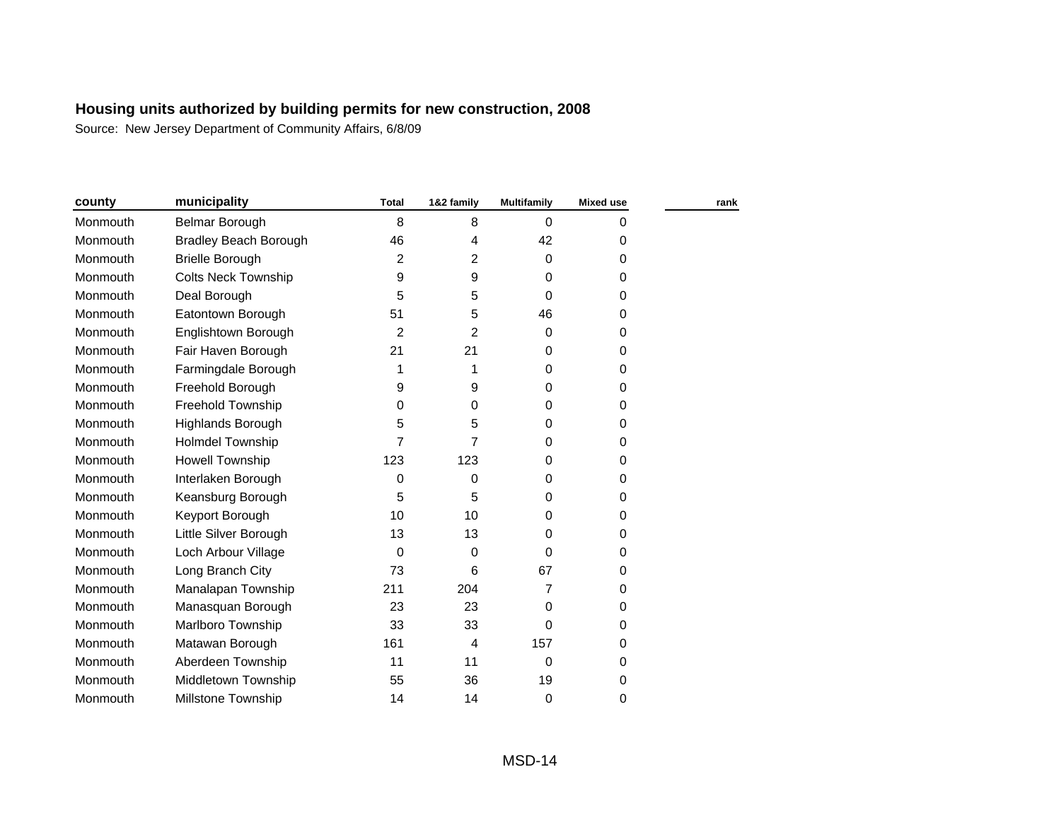## Housing units authorized by building permits for new construction, 2008

Source: New Jersey Department of Community Affairs, 6/8/09

| county | municipality | Total | 1&2 family | Multifamily | Mixed use | rank |
|---|---|---|---|---|---|---|
| Monmouth | Belmar Borough | 8 | 8 | 0 | 0 | |
| Monmouth | Bradley Beach Borough | 46 | 4 | 42 | 0 | |
| Monmouth | Brielle Borough | 2 | 2 | 0 | 0 | |
| Monmouth | Colts Neck Township | 9 | 9 | 0 | 0 | |
| Monmouth | Deal Borough | 5 | 5 | 0 | 0 | |
| Monmouth | Eatontown Borough | 51 | 5 | 46 | 0 | |
| Monmouth | Englishtown Borough | 2 | 2 | 0 | 0 | |
| Monmouth | Fair Haven Borough | 21 | 21 | 0 | 0 | |
| Monmouth | Farmingdale Borough | 1 | 1 | 0 | 0 | |
| Monmouth | Freehold Borough | 9 | 9 | 0 | 0 | |
| Monmouth | Freehold Township | 0 | 0 | 0 | 0 | |
| Monmouth | Highlands Borough | 5 | 5 | 0 | 0 | |
| Monmouth | Holmdel Township | 7 | 7 | 0 | 0 | |
| Monmouth | Howell Township | 123 | 123 | 0 | 0 | |
| Monmouth | Interlaken Borough | 0 | 0 | 0 | 0 | |
| Monmouth | Keansburg Borough | 5 | 5 | 0 | 0 | |
| Monmouth | Keyport Borough | 10 | 10 | 0 | 0 | |
| Monmouth | Little Silver Borough | 13 | 13 | 0 | 0 | |
| Monmouth | Loch Arbour Village | 0 | 0 | 0 | 0 | |
| Monmouth | Long Branch City | 73 | 6 | 67 | 0 | |
| Monmouth | Manalapan Township | 211 | 204 | 7 | 0 | |
| Monmouth | Manasquan Borough | 23 | 23 | 0 | 0 | |
| Monmouth | Marlboro Township | 33 | 33 | 0 | 0 | |
| Monmouth | Matawan Borough | 161 | 4 | 157 | 0 | |
| Monmouth | Aberdeen Township | 11 | 11 | 0 | 0 | |
| Monmouth | Middletown Township | 55 | 36 | 19 | 0 | |
| Monmouth | Millstone Township | 14 | 14 | 0 | 0 | |

MSD-14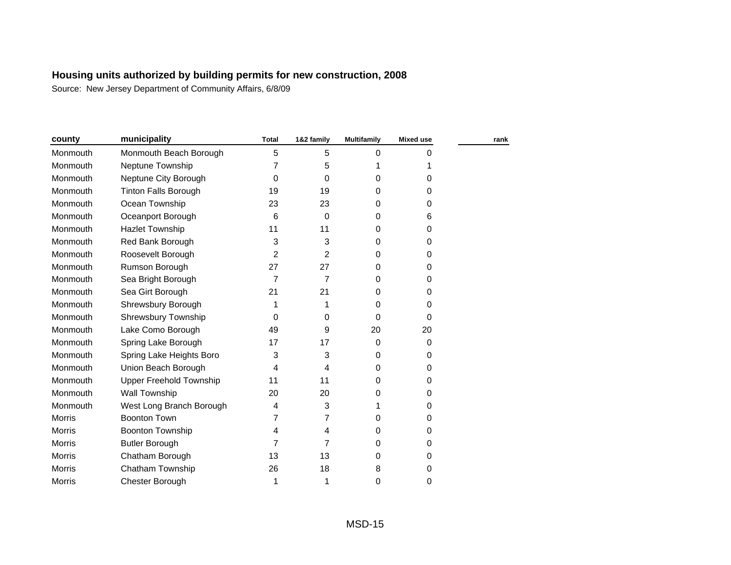**Housing units authorized by building permits for new construction, 2008**

Source: New Jersey Department of Community Affairs, 6/8/09

| county | municipality | Total | 1&2 family | Multifamily | Mixed use | rank |
|---|---|---|---|---|---|---|
| Monmouth | Monmouth Beach Borough | 5 | 5 | 0 | 0 | |
| Monmouth | Neptune Township | 7 | 5 | 1 | 1 | |
| Monmouth | Neptune City Borough | 0 | 0 | 0 | 0 | |
| Monmouth | Tinton Falls Borough | 19 | 19 | 0 | 0 | |
| Monmouth | Ocean Township | 23 | 23 | 0 | 0 | |
| Monmouth | Oceanport Borough | 6 | 0 | 0 | 6 | |
| Monmouth | Hazlet Township | 11 | 11 | 0 | 0 | |
| Monmouth | Red Bank Borough | 3 | 3 | 0 | 0 | |
| Monmouth | Roosevelt Borough | 2 | 2 | 0 | 0 | |
| Monmouth | Rumson Borough | 27 | 27 | 0 | 0 | |
| Monmouth | Sea Bright Borough | 7 | 7 | 0 | 0 | |
| Monmouth | Sea Girt Borough | 21 | 21 | 0 | 0 | |
| Monmouth | Shrewsbury Borough | 1 | 1 | 0 | 0 | |
| Monmouth | Shrewsbury Township | 0 | 0 | 0 | 0 | |
| Monmouth | Lake Como Borough | 49 | 9 | 20 | 20 | |
| Monmouth | Spring Lake Borough | 17 | 17 | 0 | 0 | |
| Monmouth | Spring Lake Heights Boro | 3 | 3 | 0 | 0 | |
| Monmouth | Union Beach Borough | 4 | 4 | 0 | 0 | |
| Monmouth | Upper Freehold Township | 11 | 11 | 0 | 0 | |
| Monmouth | Wall Township | 20 | 20 | 0 | 0 | |
| Monmouth | West Long Branch Borough | 4 | 3 | 1 | 0 | |
| Morris | Boonton Town | 7 | 7 | 0 | 0 | |
| Morris | Boonton Township | 4 | 4 | 0 | 0 | |
| Morris | Butler Borough | 7 | 7 | 0 | 0 | |
| Morris | Chatham Borough | 13 | 13 | 0 | 0 | |
| Morris | Chatham Township | 26 | 18 | 8 | 0 | |
| Morris | Chester Borough | 1 | 1 | 0 | 0 | |

MSD-15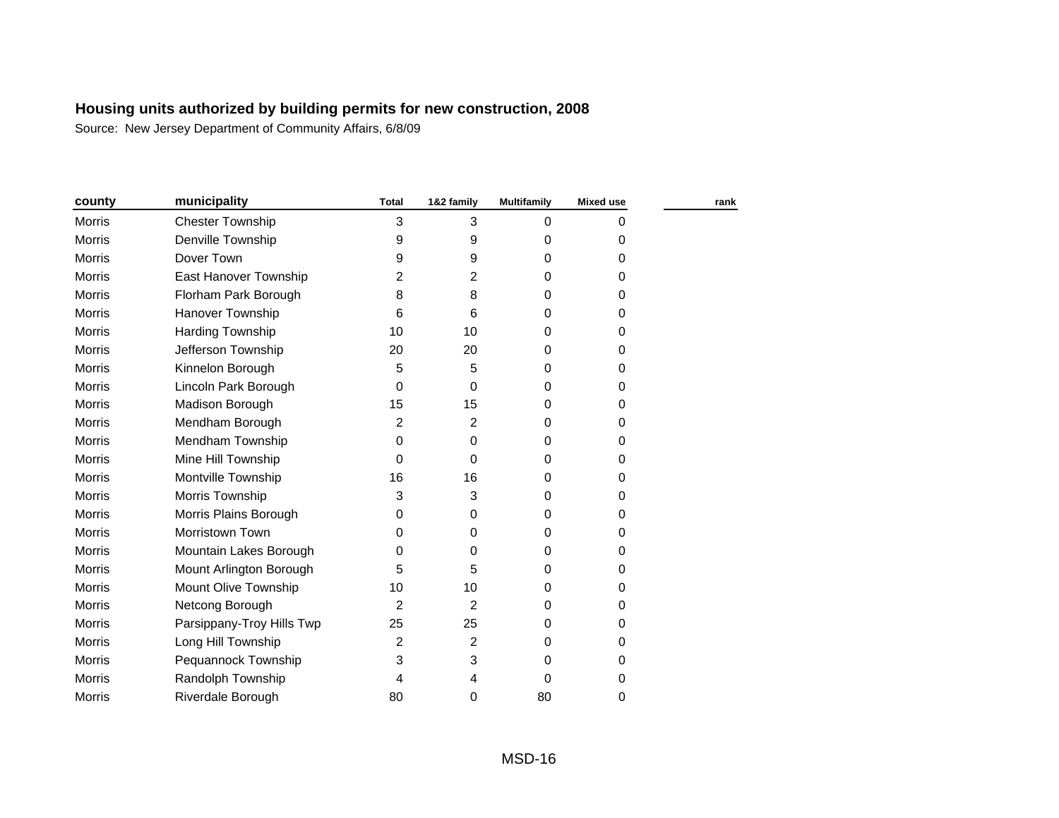**Housing units authorized by building permits for new construction, 2008**

Source: New Jersey Department of Community Affairs, 6/8/09

| county | municipality | Total | 1&2 family | Multifamily | Mixed use | rank |
|---|---|---|---|---|---|---|
| Morris | Chester Township | 3 | 3 | 0 | 0 | |
| Morris | Denville Township | 9 | 9 | 0 | 0 | |
| Morris | Dover Town | 9 | 9 | 0 | 0 | |
| Morris | East Hanover Township | 2 | 2 | 0 | 0 | |
| Morris | Florham Park Borough | 8 | 8 | 0 | 0 | |
| Morris | Hanover Township | 6 | 6 | 0 | 0 | |
| Morris | Harding Township | 10 | 10 | 0 | 0 | |
| Morris | Jefferson Township | 20 | 20 | 0 | 0 | |
| Morris | Kinnelon Borough | 5 | 5 | 0 | 0 | |
| Morris | Lincoln Park Borough | 0 | 0 | 0 | 0 | |
| Morris | Madison Borough | 15 | 15 | 0 | 0 | |
| Morris | Mendham Borough | 2 | 2 | 0 | 0 | |
| Morris | Mendham Township | 0 | 0 | 0 | 0 | |
| Morris | Mine Hill Township | 0 | 0 | 0 | 0 | |
| Morris | Montville Township | 16 | 16 | 0 | 0 | |
| Morris | Morris Township | 3 | 3 | 0 | 0 | |
| Morris | Morris Plains Borough | 0 | 0 | 0 | 0 | |
| Morris | Morristown Town | 0 | 0 | 0 | 0 | |
| Morris | Mountain Lakes Borough | 0 | 0 | 0 | 0 | |
| Morris | Mount Arlington Borough | 5 | 5 | 0 | 0 | |
| Morris | Mount Olive Township | 10 | 10 | 0 | 0 | |
| Morris | Netcong Borough | 2 | 2 | 0 | 0 | |
| Morris | Parsippany-Troy Hills Twp | 25 | 25 | 0 | 0 | |
| Morris | Long Hill Township | 2 | 2 | 0 | 0 | |
| Morris | Pequannock Township | 3 | 3 | 0 | 0 | |
| Morris | Randolph Township | 4 | 4 | 0 | 0 | |
| Morris | Riverdale Borough | 80 | 0 | 80 | 0 | |

MSD-16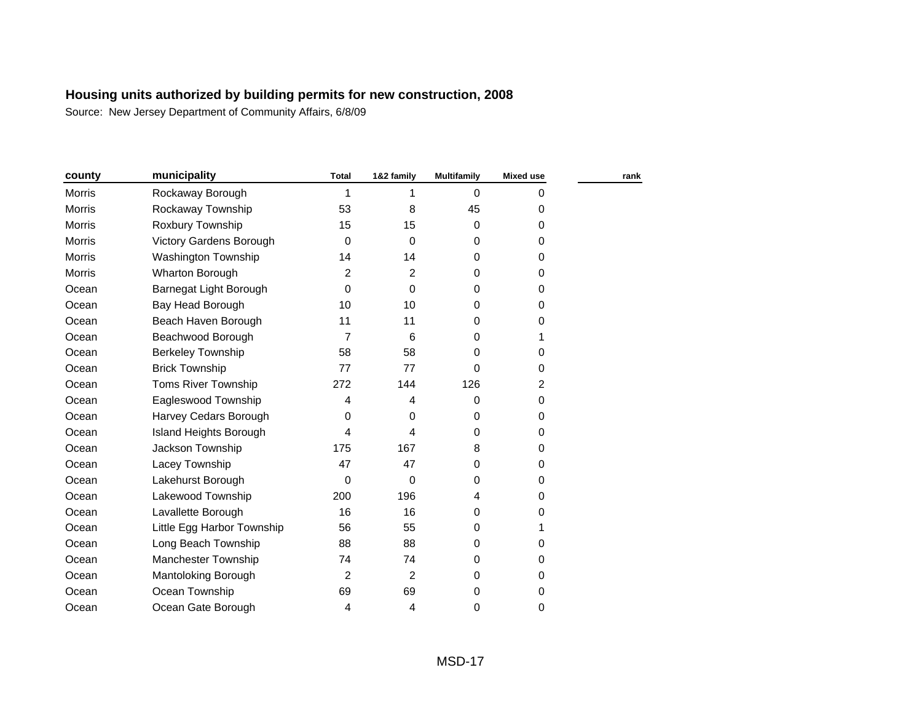**Housing units authorized by building permits for new construction, 2008**

Source: New Jersey Department of Community Affairs, 6/8/09

| county | municipality | Total | 1&2 family | Multifamily | Mixed use | rank |
|---|---|---|---|---|---|---|
| Morris | Rockaway Borough | 1 | 1 | 0 | 0 | |
| Morris | Rockaway Township | 53 | 8 | 45 | 0 | |
| Morris | Roxbury Township | 15 | 15 | 0 | 0 | |
| Morris | Victory Gardens Borough | 0 | 0 | 0 | 0 | |
| Morris | Washington Township | 14 | 14 | 0 | 0 | |
| Morris | Wharton Borough | 2 | 2 | 0 | 0 | |
| Ocean | Barnegat Light Borough | 0 | 0 | 0 | 0 | |
| Ocean | Bay Head Borough | 10 | 10 | 0 | 0 | |
| Ocean | Beach Haven Borough | 11 | 11 | 0 | 0 | |
| Ocean | Beachwood Borough | 7 | 6 | 0 | 1 | |
| Ocean | Berkeley Township | 58 | 58 | 0 | 0 | |
| Ocean | Brick Township | 77 | 77 | 0 | 0 | |
| Ocean | Toms River Township | 272 | 144 | 126 | 2 | |
| Ocean | Eagleswood Township | 4 | 4 | 0 | 0 | |
| Ocean | Harvey Cedars Borough | 0 | 0 | 0 | 0 | |
| Ocean | Island Heights Borough | 4 | 4 | 0 | 0 | |
| Ocean | Jackson Township | 175 | 167 | 8 | 0 | |
| Ocean | Lacey Township | 47 | 47 | 0 | 0 | |
| Ocean | Lakehurst Borough | 0 | 0 | 0 | 0 | |
| Ocean | Lakewood Township | 200 | 196 | 4 | 0 | |
| Ocean | Lavallette Borough | 16 | 16 | 0 | 0 | |
| Ocean | Little Egg Harbor Township | 56 | 55 | 0 | 1 | |
| Ocean | Long Beach Township | 88 | 88 | 0 | 0 | |
| Ocean | Manchester Township | 74 | 74 | 0 | 0 | |
| Ocean | Mantoloking Borough | 2 | 2 | 0 | 0 | |
| Ocean | Ocean Township | 69 | 69 | 0 | 0 | |
| Ocean | Ocean Gate Borough | 4 | 4 | 0 | 0 | |

MSD-17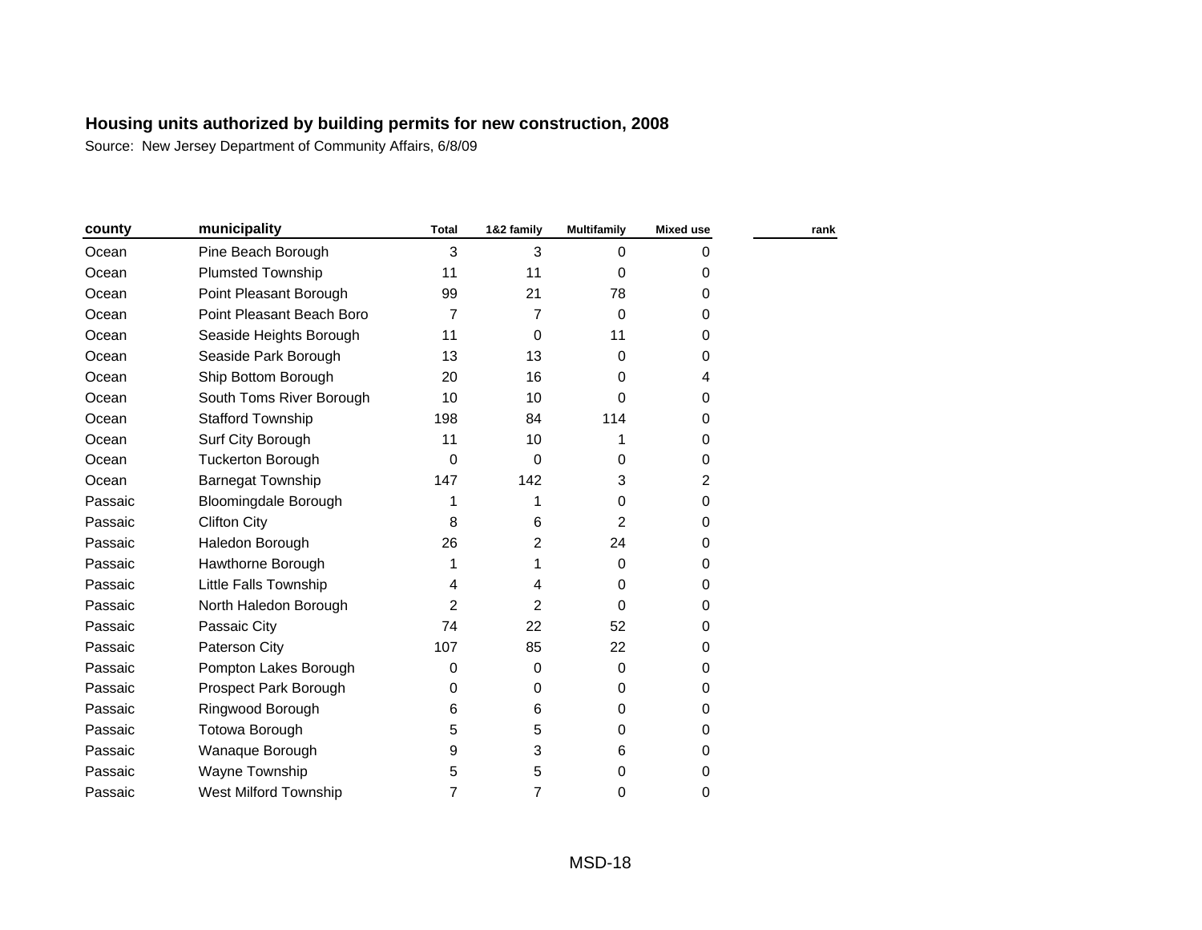**Housing units authorized by building permits for new construction, 2008**

Source: New Jersey Department of Community Affairs, 6/8/09

| county | municipality | Total | 1&2 family | Multifamily | Mixed use | rank |
|---|---|---|---|---|---|---|
| Ocean | Pine Beach Borough | 3 | 3 | 0 | 0 | |
| Ocean | Plumsted Township | 11 | 11 | 0 | 0 | |
| Ocean | Point Pleasant Borough | 99 | 21 | 78 | 0 | |
| Ocean | Point Pleasant Beach Boro | 7 | 7 | 0 | 0 | |
| Ocean | Seaside Heights Borough | 11 | 0 | 11 | 0 | |
| Ocean | Seaside Park Borough | 13 | 13 | 0 | 0 | |
| Ocean | Ship Bottom Borough | 20 | 16 | 0 | 4 | |
| Ocean | South Toms River Borough | 10 | 10 | 0 | 0 | |
| Ocean | Stafford Township | 198 | 84 | 114 | 0 | |
| Ocean | Surf City Borough | 11 | 10 | 1 | 0 | |
| Ocean | Tuckerton Borough | 0 | 0 | 0 | 0 | |
| Ocean | Barnegat Township | 147 | 142 | 3 | 2 | |
| Passaic | Bloomingdale Borough | 1 | 1 | 0 | 0 | |
| Passaic | Clifton City | 8 | 6 | 2 | 0 | |
| Passaic | Haledon Borough | 26 | 2 | 24 | 0 | |
| Passaic | Hawthorne Borough | 1 | 1 | 0 | 0 | |
| Passaic | Little Falls Township | 4 | 4 | 0 | 0 | |
| Passaic | North Haledon Borough | 2 | 2 | 0 | 0 | |
| Passaic | Passaic City | 74 | 22 | 52 | 0 | |
| Passaic | Paterson City | 107 | 85 | 22 | 0 | |
| Passaic | Pompton Lakes Borough | 0 | 0 | 0 | 0 | |
| Passaic | Prospect Park Borough | 0 | 0 | 0 | 0 | |
| Passaic | Ringwood Borough | 6 | 6 | 0 | 0 | |
| Passaic | Totowa Borough | 5 | 5 | 0 | 0 | |
| Passaic | Wanaque Borough | 9 | 3 | 6 | 0 | |
| Passaic | Wayne Township | 5 | 5 | 0 | 0 | |
| Passaic | West Milford Township | 7 | 7 | 0 | 0 | |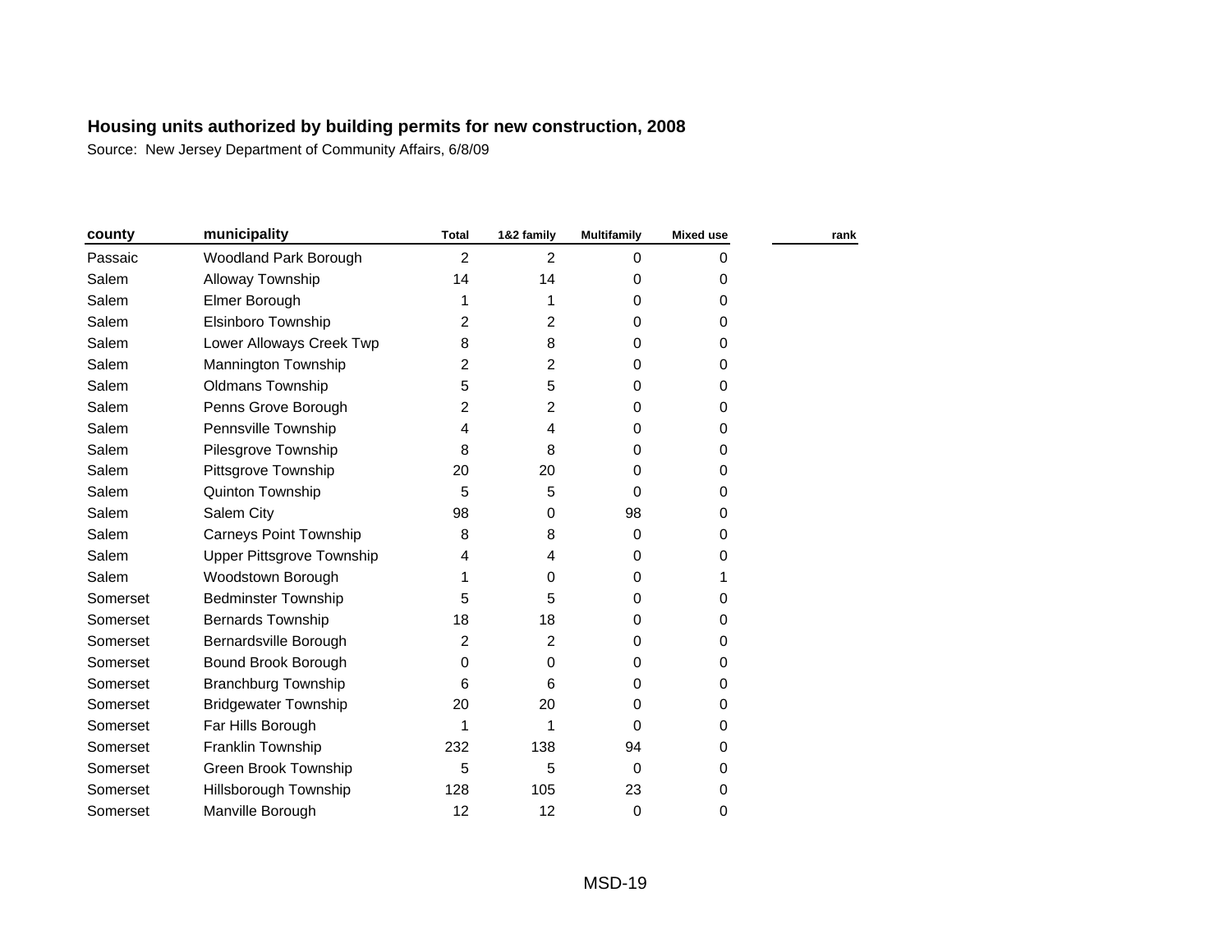**Housing units authorized by building permits for new construction, 2008**

Source: New Jersey Department of Community Affairs, 6/8/09

| county | municipality | Total | 1&2 family | Multifamily | Mixed use | rank |
|---|---|---|---|---|---|---|
| Passaic | Woodland Park Borough | 2 | 2 | 0 | 0 | |
| Salem | Alloway Township | 14 | 14 | 0 | 0 | |
| Salem | Elmer Borough | 1 | 1 | 0 | 0 | |
| Salem | Elsinboro Township | 2 | 2 | 0 | 0 | |
| Salem | Lower Alloways Creek Twp | 8 | 8 | 0 | 0 | |
| Salem | Mannington Township | 2 | 2 | 0 | 0 | |
| Salem | Oldmans Township | 5 | 5 | 0 | 0 | |
| Salem | Penns Grove Borough | 2 | 2 | 0 | 0 | |
| Salem | Pennsville Township | 4 | 4 | 0 | 0 | |
| Salem | Pilesgrove Township | 8 | 8 | 0 | 0 | |
| Salem | Pittsgrove Township | 20 | 20 | 0 | 0 | |
| Salem | Quinton Township | 5 | 5 | 0 | 0 | |
| Salem | Salem City | 98 | 0 | 98 | 0 | |
| Salem | Carneys Point Township | 8 | 8 | 0 | 0 | |
| Salem | Upper Pittsgrove Township | 4 | 4 | 0 | 0 | |
| Salem | Woodstown Borough | 1 | 0 | 0 | 1 | |
| Somerset | Bedminster Township | 5 | 5 | 0 | 0 | |
| Somerset | Bernards Township | 18 | 18 | 0 | 0 | |
| Somerset | Bernardsville Borough | 2 | 2 | 0 | 0 | |
| Somerset | Bound Brook Borough | 0 | 0 | 0 | 0 | |
| Somerset | Branchburg Township | 6 | 6 | 0 | 0 | |
| Somerset | Bridgewater Township | 20 | 20 | 0 | 0 | |
| Somerset | Far Hills Borough | 1 | 1 | 0 | 0 | |
| Somerset | Franklin Township | 232 | 138 | 94 | 0 | |
| Somerset | Green Brook Township | 5 | 5 | 0 | 0 | |
| Somerset | Hillsborough Township | 128 | 105 | 23 | 0 | |
| Somerset | Manville Borough | 12 | 12 | 0 | 0 | |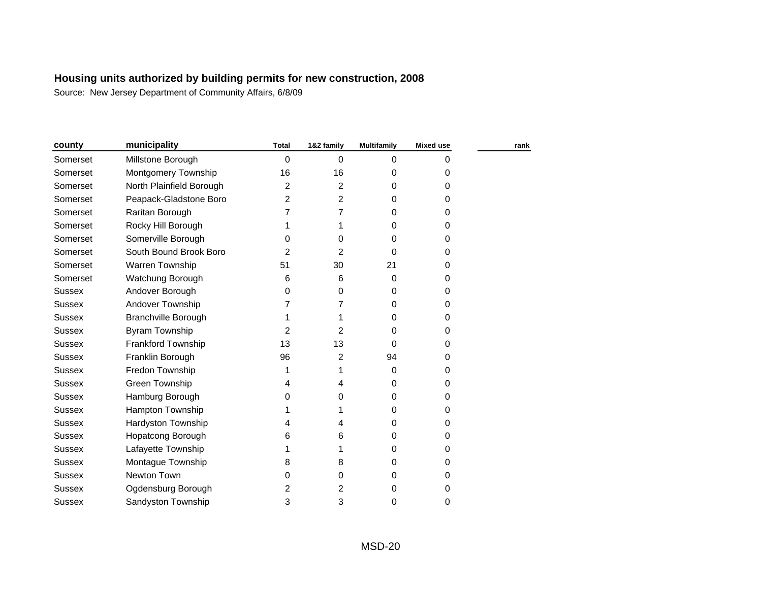**Housing units authorized by building permits for new construction, 2008**

Source: New Jersey Department of Community Affairs, 6/8/09

| county | municipality | Total | 1&2 family | Multifamily | Mixed use | rank |
|---|---|---|---|---|---|---|
| Somerset | Millstone Borough | 0 | 0 | 0 | 0 | |
| Somerset | Montgomery Township | 16 | 16 | 0 | 0 | |
| Somerset | North Plainfield Borough | 2 | 2 | 0 | 0 | |
| Somerset | Peapack-Gladstone Boro | 2 | 2 | 0 | 0 | |
| Somerset | Raritan Borough | 7 | 7 | 0 | 0 | |
| Somerset | Rocky Hill Borough | 1 | 1 | 0 | 0 | |
| Somerset | Somerville Borough | 0 | 0 | 0 | 0 | |
| Somerset | South Bound Brook Boro | 2 | 2 | 0 | 0 | |
| Somerset | Warren Township | 51 | 30 | 21 | 0 | |
| Somerset | Watchung Borough | 6 | 6 | 0 | 0 | |
| Sussex | Andover Borough | 0 | 0 | 0 | 0 | |
| Sussex | Andover Township | 7 | 7 | 0 | 0 | |
| Sussex | Branchville Borough | 1 | 1 | 0 | 0 | |
| Sussex | Byram Township | 2 | 2 | 0 | 0 | |
| Sussex | Frankford Township | 13 | 13 | 0 | 0 | |
| Sussex | Franklin Borough | 96 | 2 | 94 | 0 | |
| Sussex | Fredon Township | 1 | 1 | 0 | 0 | |
| Sussex | Green Township | 4 | 4 | 0 | 0 | |
| Sussex | Hamburg Borough | 0 | 0 | 0 | 0 | |
| Sussex | Hampton Township | 1 | 1 | 0 | 0 | |
| Sussex | Hardyston Township | 4 | 4 | 0 | 0 | |
| Sussex | Hopatcong Borough | 6 | 6 | 0 | 0 | |
| Sussex | Lafayette Township | 1 | 1 | 0 | 0 | |
| Sussex | Montague Township | 8 | 8 | 0 | 0 | |
| Sussex | Newton Town | 0 | 0 | 0 | 0 | |
| Sussex | Ogdensburg Borough | 2 | 2 | 0 | 0 | |
| Sussex | Sandyston Township | 3 | 3 | 0 | 0 | |

MSD-20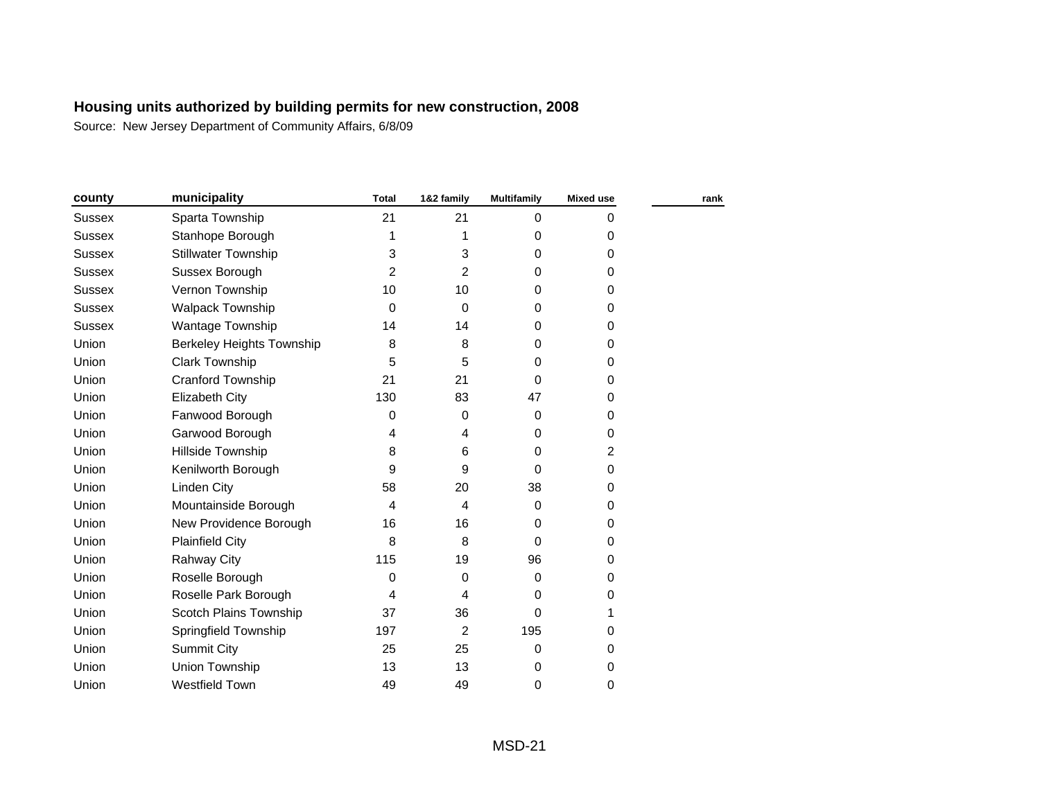**Housing units authorized by building permits for new construction, 2008**

Source: New Jersey Department of Community Affairs, 6/8/09

| county | municipality | Total | 1&2 family | Multifamily | Mixed use | rank |
|---|---|---|---|---|---|---|
| Sussex | Sparta Township | 21 | 21 | 0 | 0 | |
| Sussex | Stanhope Borough | 1 | 1 | 0 | 0 | |
| Sussex | Stillwater Township | 3 | 3 | 0 | 0 | |
| Sussex | Sussex Borough | 2 | 2 | 0 | 0 | |
| Sussex | Vernon Township | 10 | 10 | 0 | 0 | |
| Sussex | Walpack Township | 0 | 0 | 0 | 0 | |
| Sussex | Wantage Township | 14 | 14 | 0 | 0 | |
| Union | Berkeley Heights Township | 8 | 8 | 0 | 0 | |
| Union | Clark Township | 5 | 5 | 0 | 0 | |
| Union | Cranford Township | 21 | 21 | 0 | 0 | |
| Union | Elizabeth City | 130 | 83 | 47 | 0 | |
| Union | Fanwood Borough | 0 | 0 | 0 | 0 | |
| Union | Garwood Borough | 4 | 4 | 0 | 0 | |
| Union | Hillside Township | 8 | 6 | 0 | 2 | |
| Union | Kenilworth Borough | 9 | 9 | 0 | 0 | |
| Union | Linden City | 58 | 20 | 38 | 0 | |
| Union | Mountainside Borough | 4 | 4 | 0 | 0 | |
| Union | New Providence Borough | 16 | 16 | 0 | 0 | |
| Union | Plainfield City | 8 | 8 | 0 | 0 | |
| Union | Rahway City | 115 | 19 | 96 | 0 | |
| Union | Roselle Borough | 0 | 0 | 0 | 0 | |
| Union | Roselle Park Borough | 4 | 4 | 0 | 0 | |
| Union | Scotch Plains Township | 37 | 36 | 0 | 1 | |
| Union | Springfield Township | 197 | 2 | 195 | 0 | |
| Union | Summit City | 25 | 25 | 0 | 0 | |
| Union | Union Township | 13 | 13 | 0 | 0 | |
| Union | Westfield Town | 49 | 49 | 0 | 0 | |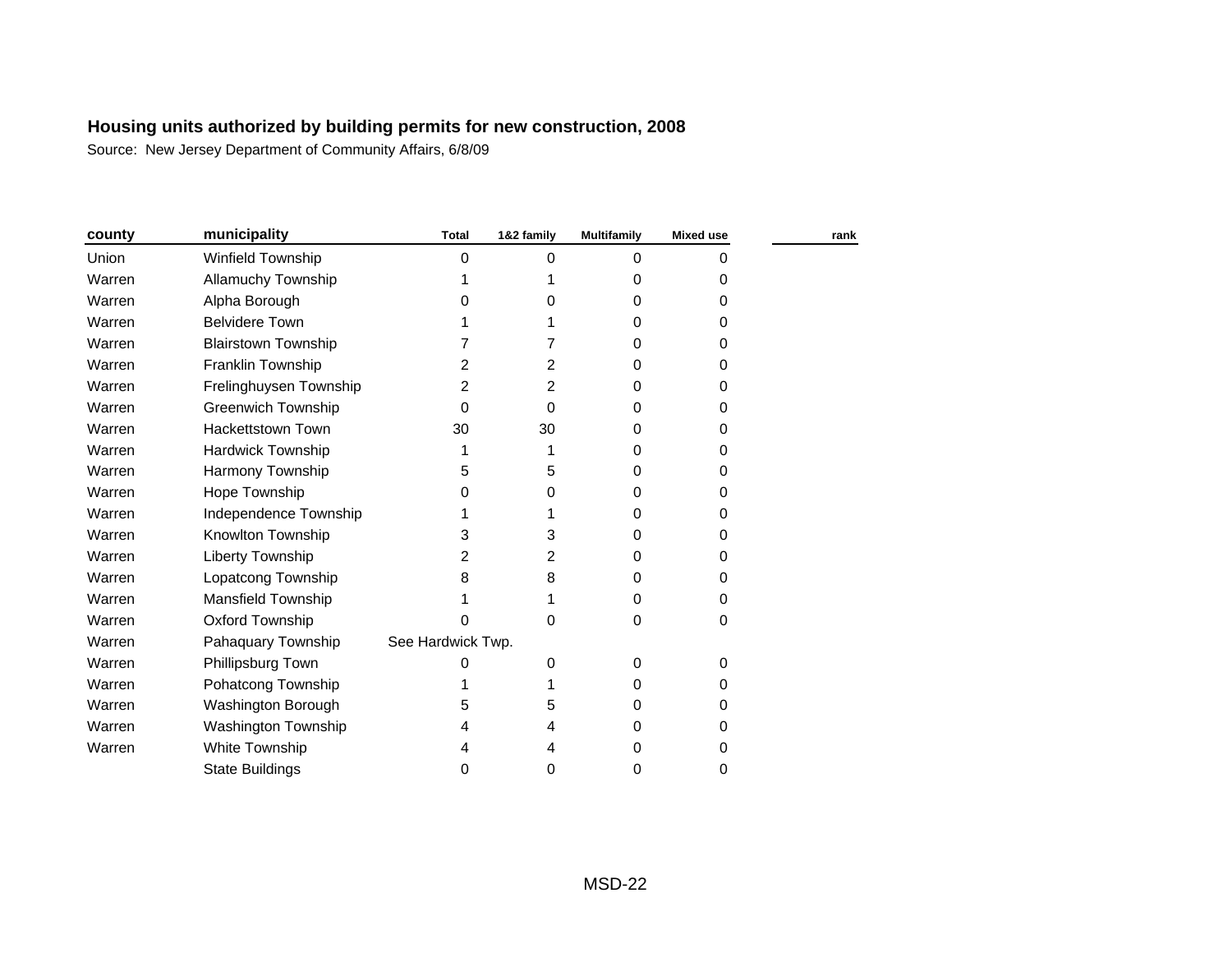**Housing units authorized by building permits for new construction, 2008**

Source: New Jersey Department of Community Affairs, 6/8/09

| county | municipality | Total | 1&2 family | Multifamily | Mixed use | rank |
|---|---|---|---|---|---|---|
| Union | Winfield Township | 0 | 0 | 0 | 0 | |
| Warren | Allamuchy Township | 1 | 1 | 0 | 0 | |
| Warren | Alpha Borough | 0 | 0 | 0 | 0 | |
| Warren | Belvidere Town | 1 | 1 | 0 | 0 | |
| Warren | Blairstown Township | 7 | 7 | 0 | 0 | |
| Warren | Franklin Township | 2 | 2 | 0 | 0 | |
| Warren | Frelinghuysen Township | 2 | 2 | 0 | 0 | |
| Warren | Greenwich Township | 0 | 0 | 0 | 0 | |
| Warren | Hackettstown Town | 30 | 30 | 0 | 0 | |
| Warren | Hardwick Township | 1 | 1 | 0 | 0 | |
| Warren | Harmony Township | 5 | 5 | 0 | 0 | |
| Warren | Hope Township | 0 | 0 | 0 | 0 | |
| Warren | Independence Township | 1 | 1 | 0 | 0 | |
| Warren | Knowlton Township | 3 | 3 | 0 | 0 | |
| Warren | Liberty Township | 2 | 2 | 0 | 0 | |
| Warren | Lopatcong Township | 8 | 8 | 0 | 0 | |
| Warren | Mansfield Township | 1 | 1 | 0 | 0 | |
| Warren | Oxford Township | 0 | 0 | 0 | 0 | |
| Warren | Pahaquary Township | See Hardwick Twp. | | | | |
| Warren | Phillipsburg Town | 0 | 0 | 0 | 0 | |
| Warren | Pohatcong Township | 1 | 1 | 0 | 0 | |
| Warren | Washington Borough | 5 | 5 | 0 | 0 | |
| Warren | Washington Township | 4 | 4 | 0 | 0 | |
| Warren | White Township | 4 | 4 | 0 | 0 | |
| | State Buildings | 0 | 0 | 0 | 0 | |